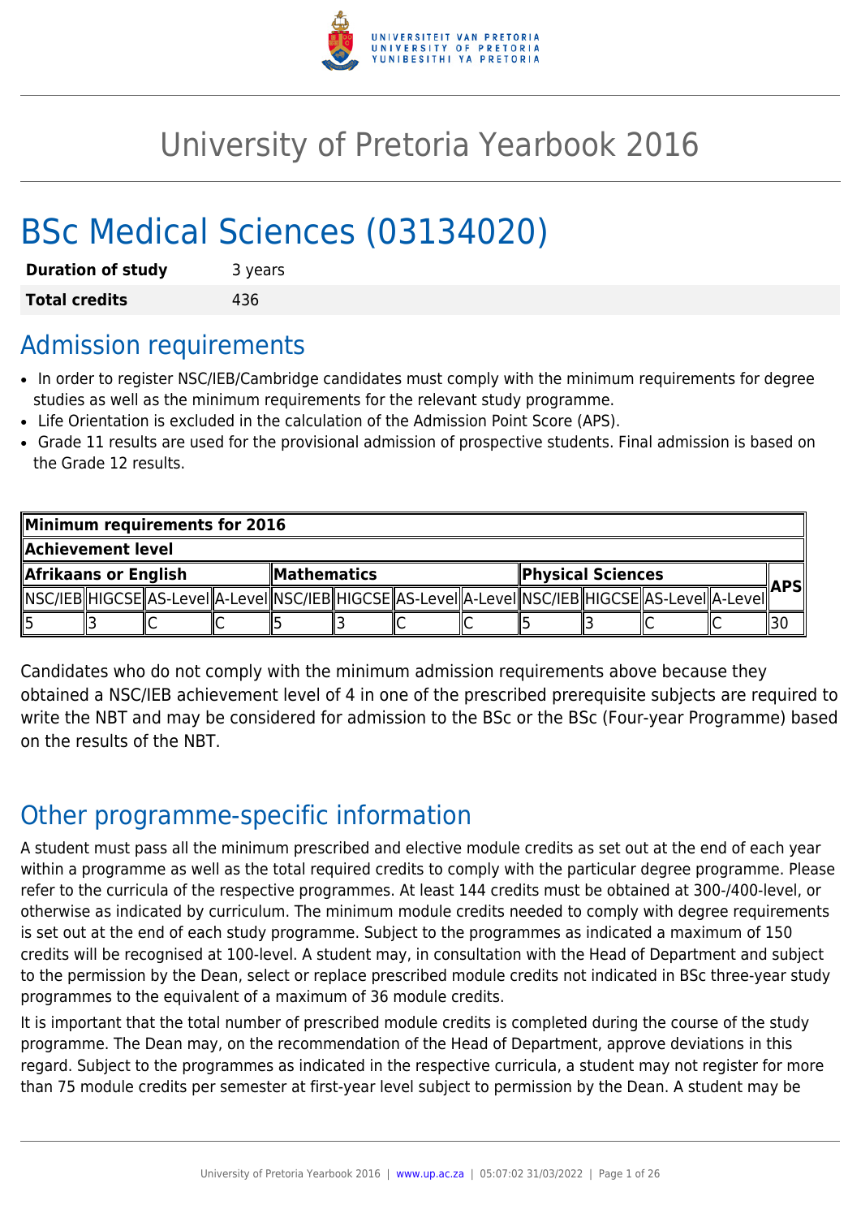# University of Pretoria Yearbook 2016

# BSc Medical Sciences (03134020)

| | |
|---|---|
| **Duration of study** | 3 years |
| **Total credits** | 436 |

## Admission requirements

- In order to register NSC/IEB/Cambridge candidates must comply with the minimum requirements for degree studies as well as the minimum requirements for the relevant study programme.
- Life Orientation is excluded in the calculation of the Admission Point Score (APS).
- Grade 11 results are used for the provisional admission of prospective students. Final admission is based on the Grade 12 results.

| **Minimum requirements for 2016** | | | | | | | | | | | | |
|---|---|---|---|---|---|---|---|---|---|---|---|---|
| **Achievement level** | | | | | | | | | | | | |
| **Afrikaans or English** | | | | **Mathematics** | | | | **Physical Sciences** | | | | **APS** |
| NSC/IEB | HIGCSE | AS-Level | A-Level | NSC/IEB | HIGCSE | AS-Level | A-Level | NSC/IEB | HIGCSE | AS-Level | A-Level | |
| 5 | 3 | C | C | 5 | 3 | C | C | 5 | 3 | C | C | 30 |

Candidates who do not comply with the minimum admission requirements above because they obtained a NSC/IEB achievement level of 4 in one of the prescribed prerequisite subjects are required to write the NBT and may be considered for admission to the BSc or the BSc (Four-year Programme) based on the results of the NBT.

## Other programme-specific information

A student must pass all the minimum prescribed and elective module credits as set out at the end of each year within a programme as well as the total required credits to comply with the particular degree programme. Please refer to the curricula of the respective programmes. At least 144 credits must be obtained at 300-/400-level, or otherwise as indicated by curriculum. The minimum module credits needed to comply with degree requirements is set out at the end of each study programme. Subject to the programmes as indicated a maximum of 150 credits will be recognised at 100-level. A student may, in consultation with the Head of Department and subject to the permission by the Dean, select or replace prescribed module credits not indicated in BSc three-year study programmes to the equivalent of a maximum of 36 module credits.

It is important that the total number of prescribed module credits is completed during the course of the study programme. The Dean may, on the recommendation of the Head of Department, approve deviations in this regard. Subject to the programmes as indicated in the respective curricula, a student may not register for more than 75 module credits per semester at first-year level subject to permission by the Dean. A student may be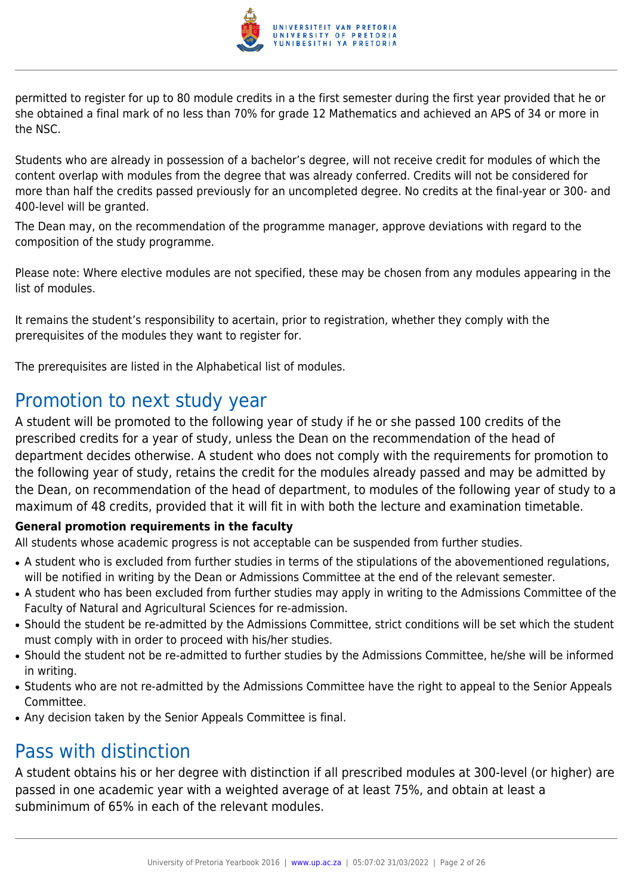permitted to register for up to 80 module credits in a the first semester during the first year provided that he or she obtained a final mark of no less than 70% for grade 12 Mathematics and achieved an APS of 34 or more in the NSC.

Students who are already in possession of a bachelor's degree, will not receive credit for modules of which the content overlap with modules from the degree that was already conferred. Credits will not be considered for more than half the credits passed previously for an uncompleted degree. No credits at the final-year or 300- and 400-level will be granted.

The Dean may, on the recommendation of the programme manager, approve deviations with regard to the composition of the study programme.

Please note: Where elective modules are not specified, these may be chosen from any modules appearing in the list of modules.

It remains the student's responsibility to acertain, prior to registration, whether they comply with the prerequisites of the modules they want to register for.

The prerequisites are listed in the Alphabetical list of modules.

## Promotion to next study year

A student will be promoted to the following year of study if he or she passed 100 credits of the prescribed credits for a year of study, unless the Dean on the recommendation of the head of department decides otherwise. A student who does not comply with the requirements for promotion to the following year of study, retains the credit for the modules already passed and may be admitted by the Dean, on recommendation of the head of department, to modules of the following year of study to a maximum of 48 credits, provided that it will fit in with both the lecture and examination timetable.

**General promotion requirements in the faculty**

All students whose academic progress is not acceptable can be suspended from further studies.

- A student who is excluded from further studies in terms of the stipulations of the abovementioned regulations, will be notified in writing by the Dean or Admissions Committee at the end of the relevant semester.
- A student who has been excluded from further studies may apply in writing to the Admissions Committee of the Faculty of Natural and Agricultural Sciences for re-admission.
- Should the student be re-admitted by the Admissions Committee, strict conditions will be set which the student must comply with in order to proceed with his/her studies.
- Should the student not be re-admitted to further studies by the Admissions Committee, he/she will be informed in writing.
- Students who are not re-admitted by the Admissions Committee have the right to appeal to the Senior Appeals Committee.
- Any decision taken by the Senior Appeals Committee is final.

## Pass with distinction

A student obtains his or her degree with distinction if all prescribed modules at 300-level (or higher) are passed in one academic year with a weighted average of at least 75%, and obtain at least a subminimum of 65% in each of the relevant modules.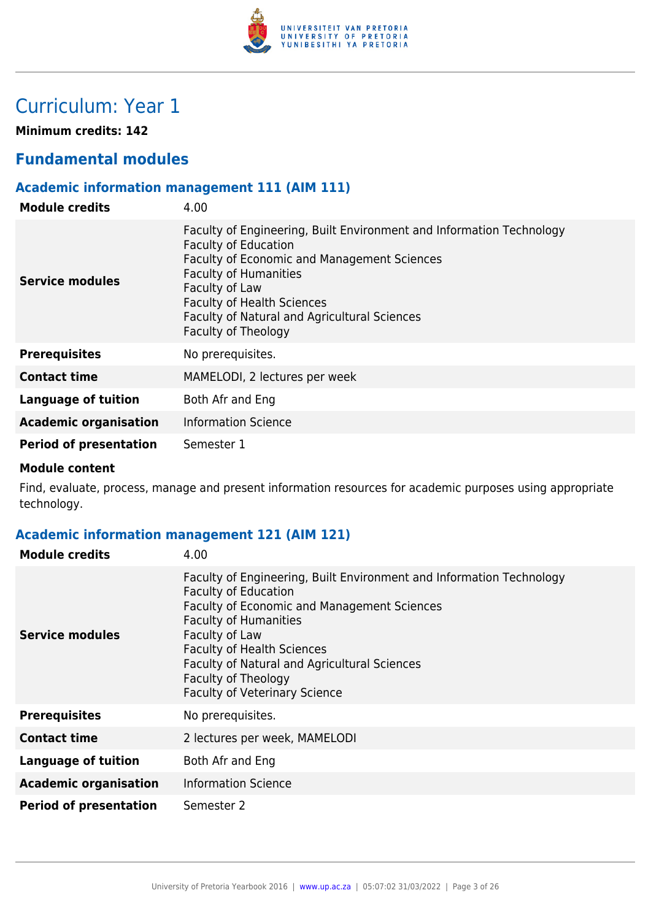# Curriculum: Year 1

**Minimum credits: 142**

## Fundamental modules

### Academic information management 111 (AIM 111)

| | |
|---|---|
| **Module credits** | 4.00 |
| **Service modules** | Faculty of Engineering, Built Environment and Information Technology<br>Faculty of Education<br>Faculty of Economic and Management Sciences<br>Faculty of Humanities<br>Faculty of Law<br>Faculty of Health Sciences<br>Faculty of Natural and Agricultural Sciences<br>Faculty of Theology |
| **Prerequisites** | No prerequisites. |
| **Contact time** | MAMELODI, 2 lectures per week |
| **Language of tuition** | Both Afr and Eng |
| **Academic organisation** | Information Science |
| **Period of presentation** | Semester 1 |

**Module content**

Find, evaluate, process, manage and present information resources for academic purposes using appropriate technology.

### Academic information management 121 (AIM 121)

| | |
|---|---|
| **Module credits** | 4.00 |
| **Service modules** | Faculty of Engineering, Built Environment and Information Technology<br>Faculty of Education<br>Faculty of Economic and Management Sciences<br>Faculty of Humanities<br>Faculty of Law<br>Faculty of Health Sciences<br>Faculty of Natural and Agricultural Sciences<br>Faculty of Theology<br>Faculty of Veterinary Science |
| **Prerequisites** | No prerequisites. |
| **Contact time** | 2 lectures per week, MAMELODI |
| **Language of tuition** | Both Afr and Eng |
| **Academic organisation** | Information Science |
| **Period of presentation** | Semester 2 |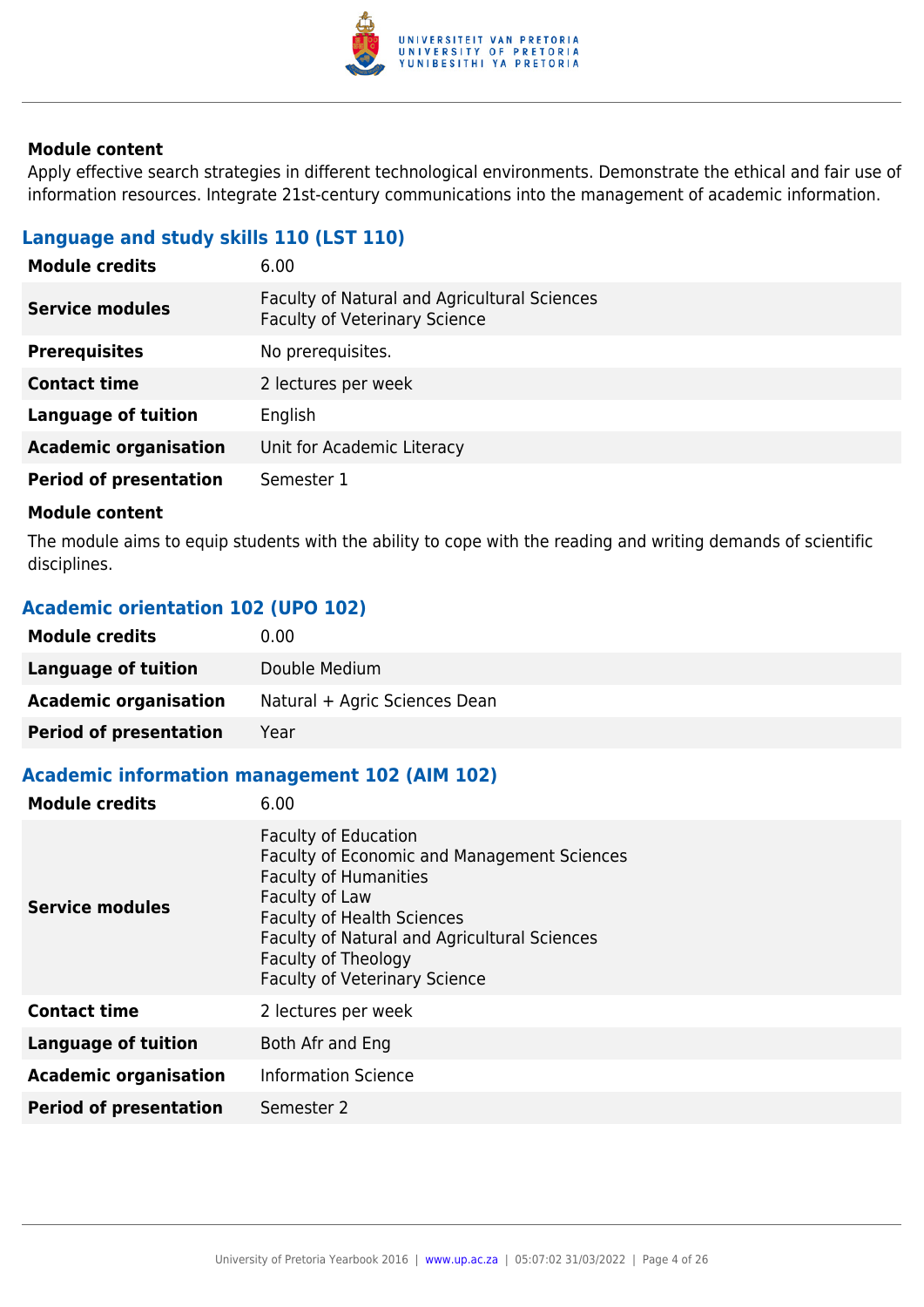#### Module content

Apply effective search strategies in different technological environments. Demonstrate the ethical and fair use of information resources. Integrate 21st-century communications into the management of academic information.

### Language and study skills 110 (LST 110)

| | |
|---|---|
| **Module credits** | 6.00 |
| **Service modules** | Faculty of Natural and Agricultural Sciences<br>Faculty of Veterinary Science |
| **Prerequisites** | No prerequisites. |
| **Contact time** | 2 lectures per week |
| **Language of tuition** | English |
| **Academic organisation** | Unit for Academic Literacy |
| **Period of presentation** | Semester 1 |

#### Module content

The module aims to equip students with the ability to cope with the reading and writing demands of scientific disciplines.

### Academic orientation 102 (UPO 102)

| | |
|---|---|
| **Module credits** | 0.00 |
| **Language of tuition** | Double Medium |
| **Academic organisation** | Natural + Agric Sciences Dean |
| **Period of presentation** | Year |

### Academic information management 102 (AIM 102)

| | |
|---|---|
| **Module credits** | 6.00 |
| **Service modules** | Faculty of Education<br>Faculty of Economic and Management Sciences<br>Faculty of Humanities<br>Faculty of Law<br>Faculty of Health Sciences<br>Faculty of Natural and Agricultural Sciences<br>Faculty of Theology<br>Faculty of Veterinary Science |
| **Contact time** | 2 lectures per week |
| **Language of tuition** | Both Afr and Eng |
| **Academic organisation** | Information Science |
| **Period of presentation** | Semester 2 |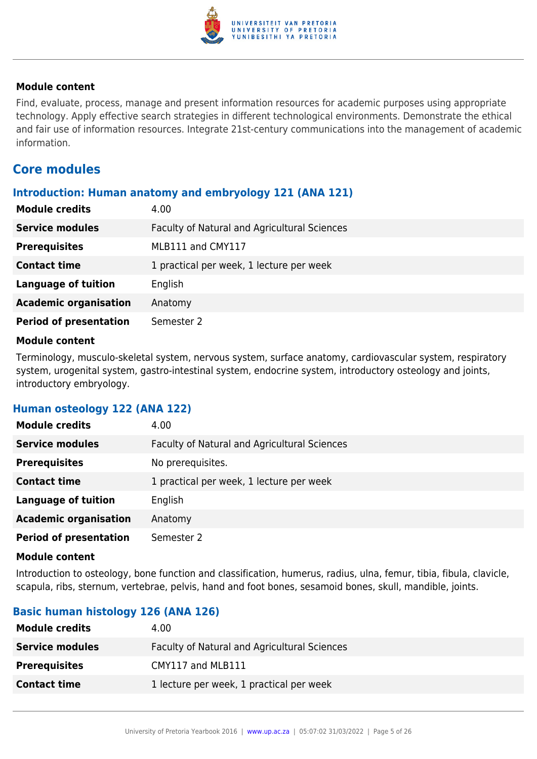#### Module content

Find, evaluate, process, manage and present information resources for academic purposes using appropriate technology. Apply effective search strategies in different technological environments. Demonstrate the ethical and fair use of information resources. Integrate 21st-century communications into the management of academic information.

## Core modules

### Introduction: Human anatomy and embryology 121 (ANA 121)

| | |
|---|---|
| **Module credits** | 4.00 |
| **Service modules** | Faculty of Natural and Agricultural Sciences |
| **Prerequisites** | MLB111 and CMY117 |
| **Contact time** | 1 practical per week, 1 lecture per week |
| **Language of tuition** | English |
| **Academic organisation** | Anatomy |
| **Period of presentation** | Semester 2 |

#### Module content

Terminology, musculo-skeletal system, nervous system, surface anatomy, cardiovascular system, respiratory system, urogenital system, gastro-intestinal system, endocrine system, introductory osteology and joints, introductory embryology.

### Human osteology 122 (ANA 122)

| | |
|---|---|
| **Module credits** | 4.00 |
| **Service modules** | Faculty of Natural and Agricultural Sciences |
| **Prerequisites** | No prerequisites. |
| **Contact time** | 1 practical per week, 1 lecture per week |
| **Language of tuition** | English |
| **Academic organisation** | Anatomy |
| **Period of presentation** | Semester 2 |

#### Module content

Introduction to osteology, bone function and classification, humerus, radius, ulna, femur, tibia, fibula, clavicle, scapula, ribs, sternum, vertebrae, pelvis, hand and foot bones, sesamoid bones, skull, mandible, joints.

### Basic human histology 126 (ANA 126)

| | |
|---|---|
| **Module credits** | 4.00 |
| **Service modules** | Faculty of Natural and Agricultural Sciences |
| **Prerequisites** | CMY117 and MLB111 |
| **Contact time** | 1 lecture per week, 1 practical per week |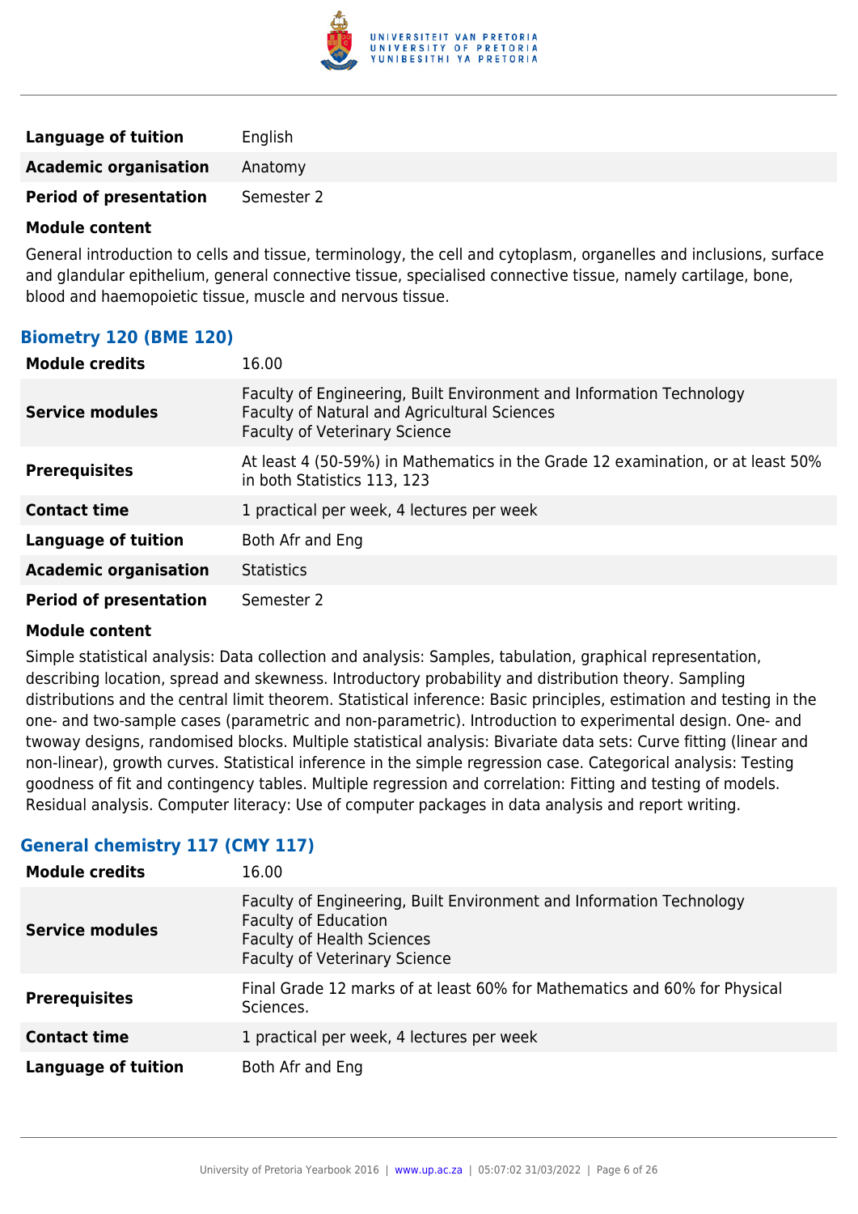| | |
|---|---|
| **Language of tuition** | English |
| **Academic organisation** | Anatomy |
| **Period of presentation** | Semester 2 |

**Module content**

General introduction to cells and tissue, terminology, the cell and cytoplasm, organelles and inclusions, surface and glandular epithelium, general connective tissue, specialised connective tissue, namely cartilage, bone, blood and haemopoietic tissue, muscle and nervous tissue.

### Biometry 120 (BME 120)

| | |
|---|---|
| **Module credits** | 16.00 |
| **Service modules** | Faculty of Engineering, Built Environment and Information Technology<br>Faculty of Natural and Agricultural Sciences<br>Faculty of Veterinary Science |
| **Prerequisites** | At least 4 (50-59%) in Mathematics in the Grade 12 examination, or at least 50% in both Statistics 113, 123 |
| **Contact time** | 1 practical per week, 4 lectures per week |
| **Language of tuition** | Both Afr and Eng |
| **Academic organisation** | Statistics |
| **Period of presentation** | Semester 2 |

**Module content**

Simple statistical analysis: Data collection and analysis: Samples, tabulation, graphical representation, describing location, spread and skewness. Introductory probability and distribution theory. Sampling distributions and the central limit theorem. Statistical inference: Basic principles, estimation and testing in the one- and two-sample cases (parametric and non-parametric). Introduction to experimental design. One- and twoway designs, randomised blocks. Multiple statistical analysis: Bivariate data sets: Curve fitting (linear and non-linear), growth curves. Statistical inference in the simple regression case. Categorical analysis: Testing goodness of fit and contingency tables. Multiple regression and correlation: Fitting and testing of models. Residual analysis. Computer literacy: Use of computer packages in data analysis and report writing.

### General chemistry 117 (CMY 117)

| | |
|---|---|
| **Module credits** | 16.00 |
| **Service modules** | Faculty of Engineering, Built Environment and Information Technology<br>Faculty of Education<br>Faculty of Health Sciences<br>Faculty of Veterinary Science |
| **Prerequisites** | Final Grade 12 marks of at least 60% for Mathematics and 60% for Physical Sciences. |
| **Contact time** | 1 practical per week, 4 lectures per week |
| **Language of tuition** | Both Afr and Eng |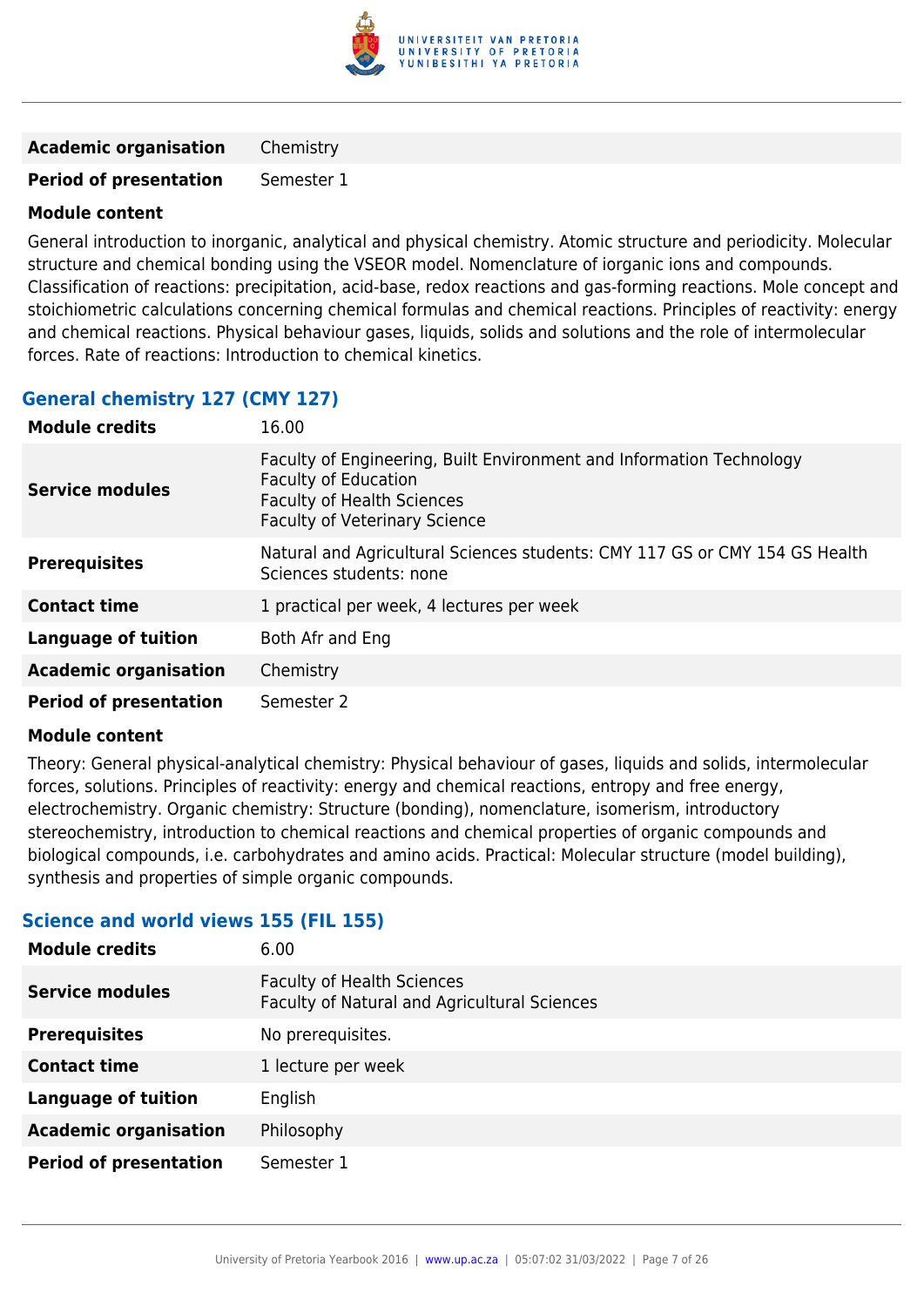| | |
|---|---|
| **Academic organisation** | Chemistry |
| **Period of presentation** | Semester 1 |

**Module content**

General introduction to inorganic, analytical and physical chemistry. Atomic structure and periodicity. Molecular structure and chemical bonding using the VSEOR model. Nomenclature of iorganic ions and compounds. Classification of reactions: precipitation, acid-base, redox reactions and gas-forming reactions. Mole concept and stoichiometric calculations concerning chemical formulas and chemical reactions. Principles of reactivity: energy and chemical reactions. Physical behaviour gases, liquids, solids and solutions and the role of intermolecular forces. Rate of reactions: Introduction to chemical kinetics.

### General chemistry 127 (CMY 127)

| | |
|---|---|
| **Module credits** | 16.00 |
| **Service modules** | Faculty of Engineering, Built Environment and Information Technology<br>Faculty of Education<br>Faculty of Health Sciences<br>Faculty of Veterinary Science |
| **Prerequisites** | Natural and Agricultural Sciences students: CMY 117 GS or CMY 154 GS Health Sciences students: none |
| **Contact time** | 1 practical per week, 4 lectures per week |
| **Language of tuition** | Both Afr and Eng |
| **Academic organisation** | Chemistry |
| **Period of presentation** | Semester 2 |

**Module content**

Theory: General physical-analytical chemistry: Physical behaviour of gases, liquids and solids, intermolecular forces, solutions. Principles of reactivity: energy and chemical reactions, entropy and free energy, electrochemistry. Organic chemistry: Structure (bonding), nomenclature, isomerism, introductory stereochemistry, introduction to chemical reactions and chemical properties of organic compounds and biological compounds, i.e. carbohydrates and amino acids. Practical: Molecular structure (model building), synthesis and properties of simple organic compounds.

### Science and world views 155 (FIL 155)

| | |
|---|---|
| **Module credits** | 6.00 |
| **Service modules** | Faculty of Health Sciences<br>Faculty of Natural and Agricultural Sciences |
| **Prerequisites** | No prerequisites. |
| **Contact time** | 1 lecture per week |
| **Language of tuition** | English |
| **Academic organisation** | Philosophy |
| **Period of presentation** | Semester 1 |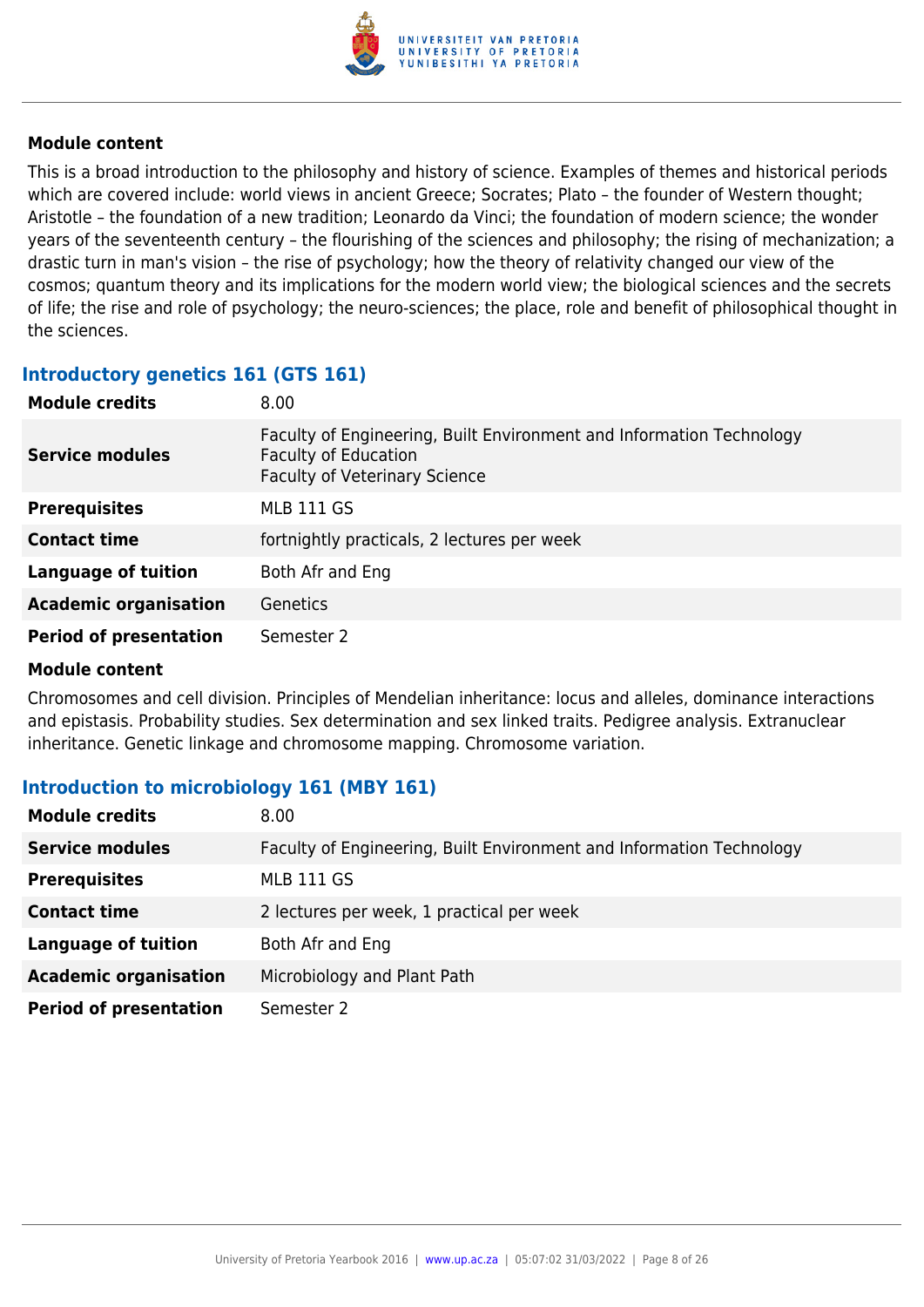**Module content**

This is a broad introduction to the philosophy and history of science. Examples of themes and historical periods which are covered include: world views in ancient Greece; Socrates; Plato – the founder of Western thought; Aristotle – the foundation of a new tradition; Leonardo da Vinci; the foundation of modern science; the wonder years of the seventeenth century – the flourishing of the sciences and philosophy; the rising of mechanization; a drastic turn in man's vision – the rise of psychology; how the theory of relativity changed our view of the cosmos; quantum theory and its implications for the modern world view; the biological sciences and the secrets of life; the rise and role of psychology; the neuro-sciences; the place, role and benefit of philosophical thought in the sciences.

### Introductory genetics 161 (GTS 161)

| | |
|---|---|
| **Module credits** | 8.00 |
| **Service modules** | Faculty of Engineering, Built Environment and Information Technology<br>Faculty of Education<br>Faculty of Veterinary Science |
| **Prerequisites** | MLB 111 GS |
| **Contact time** | fortnightly practicals, 2 lectures per week |
| **Language of tuition** | Both Afr and Eng |
| **Academic organisation** | Genetics |
| **Period of presentation** | Semester 2 |

**Module content**

Chromosomes and cell division. Principles of Mendelian inheritance: locus and alleles, dominance interactions and epistasis. Probability studies. Sex determination and sex linked traits. Pedigree analysis. Extranuclear inheritance. Genetic linkage and chromosome mapping. Chromosome variation.

### Introduction to microbiology 161 (MBY 161)

| | |
|---|---|
| **Module credits** | 8.00 |
| **Service modules** | Faculty of Engineering, Built Environment and Information Technology |
| **Prerequisites** | MLB 111 GS |
| **Contact time** | 2 lectures per week, 1 practical per week |
| **Language of tuition** | Both Afr and Eng |
| **Academic organisation** | Microbiology and Plant Path |
| **Period of presentation** | Semester 2 |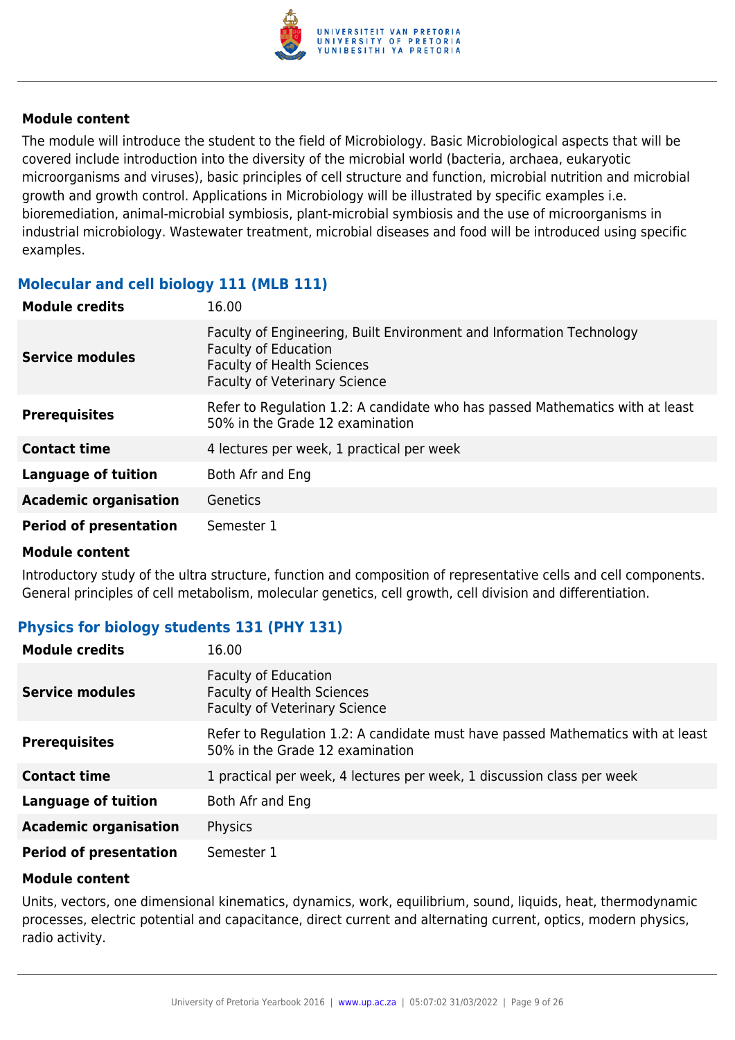**Module content**

The module will introduce the student to the field of Microbiology. Basic Microbiological aspects that will be covered include introduction into the diversity of the microbial world (bacteria, archaea, eukaryotic microorganisms and viruses), basic principles of cell structure and function, microbial nutrition and microbial growth and growth control. Applications in Microbiology will be illustrated by specific examples i.e. bioremediation, animal-microbial symbiosis, plant-microbial symbiosis and the use of microorganisms in industrial microbiology. Wastewater treatment, microbial diseases and food will be introduced using specific examples.

## Molecular and cell biology 111 (MLB 111)

| | |
|---|---|
| **Module credits** | 16.00 |
| **Service modules** | Faculty of Engineering, Built Environment and Information Technology<br>Faculty of Education<br>Faculty of Health Sciences<br>Faculty of Veterinary Science |
| **Prerequisites** | Refer to Regulation 1.2: A candidate who has passed Mathematics with at least 50% in the Grade 12 examination |
| **Contact time** | 4 lectures per week, 1 practical per week |
| **Language of tuition** | Both Afr and Eng |
| **Academic organisation** | Genetics |
| **Period of presentation** | Semester 1 |

**Module content**

Introductory study of the ultra structure, function and composition of representative cells and cell components. General principles of cell metabolism, molecular genetics, cell growth, cell division and differentiation.

## Physics for biology students 131 (PHY 131)

| | |
|---|---|
| **Module credits** | 16.00 |
| **Service modules** | Faculty of Education<br>Faculty of Health Sciences<br>Faculty of Veterinary Science |
| **Prerequisites** | Refer to Regulation 1.2: A candidate must have passed Mathematics with at least 50% in the Grade 12 examination |
| **Contact time** | 1 practical per week, 4 lectures per week, 1 discussion class per week |
| **Language of tuition** | Both Afr and Eng |
| **Academic organisation** | Physics |
| **Period of presentation** | Semester 1 |

**Module content**

Units, vectors, one dimensional kinematics, dynamics, work, equilibrium, sound, liquids, heat, thermodynamic processes, electric potential and capacitance, direct current and alternating current, optics, modern physics, radio activity.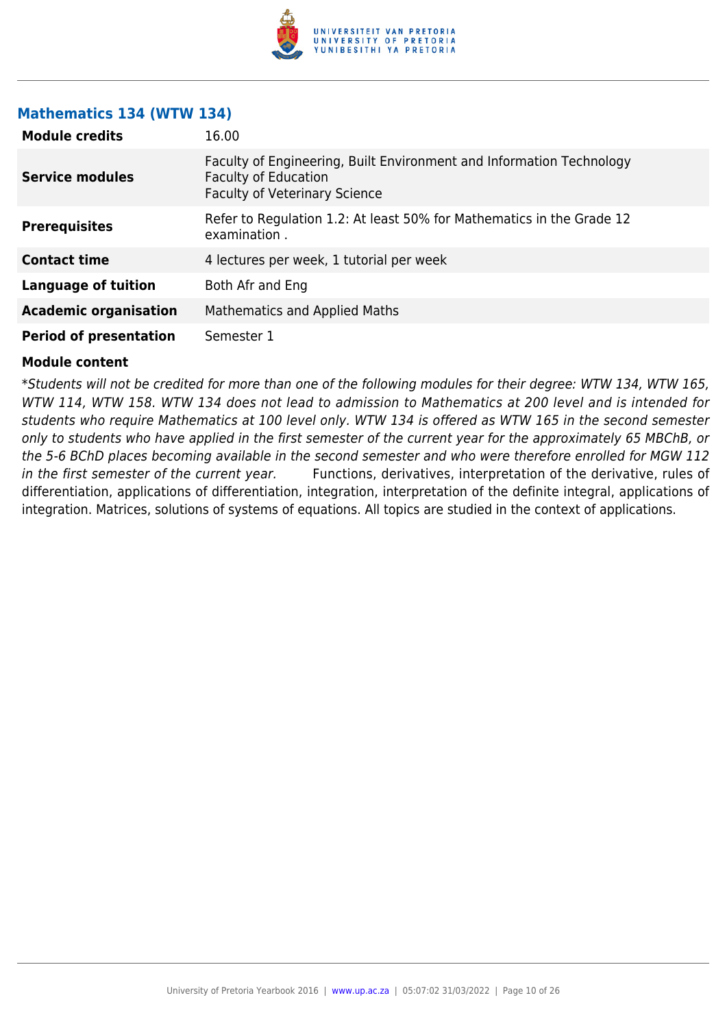## Mathematics 134 (WTW 134)

| | |
|---|---|
| **Module credits** | 16.00 |
| **Service modules** | Faculty of Engineering, Built Environment and Information Technology<br>Faculty of Education<br>Faculty of Veterinary Science |
| **Prerequisites** | Refer to Regulation 1.2: At least 50% for Mathematics in the Grade 12 examination . |
| **Contact time** | 4 lectures per week, 1 tutorial per week |
| **Language of tuition** | Both Afr and Eng |
| **Academic organisation** | Mathematics and Applied Maths |
| **Period of presentation** | Semester 1 |

**Module content**

**Students will not be credited for more than one of the following modules for their degree: WTW 134, WTW 165, WTW 114, WTW 158. WTW 134 does not lead to admission to Mathematics at 200 level and is intended for students who require Mathematics at 100 level only. WTW 134 is offered as WTW 165 in the second semester only to students who have applied in the first semester of the current year for the approximately 65 MBChB, or the 5-6 BChD places becoming available in the second semester and who were therefore enrolled for MGW 112 in the first semester of the current year.* Functions, derivatives, interpretation of the derivative, rules of differentiation, applications of differentiation, integration, interpretation of the definite integral, applications of integration. Matrices, solutions of systems of equations. All topics are studied in the context of applications.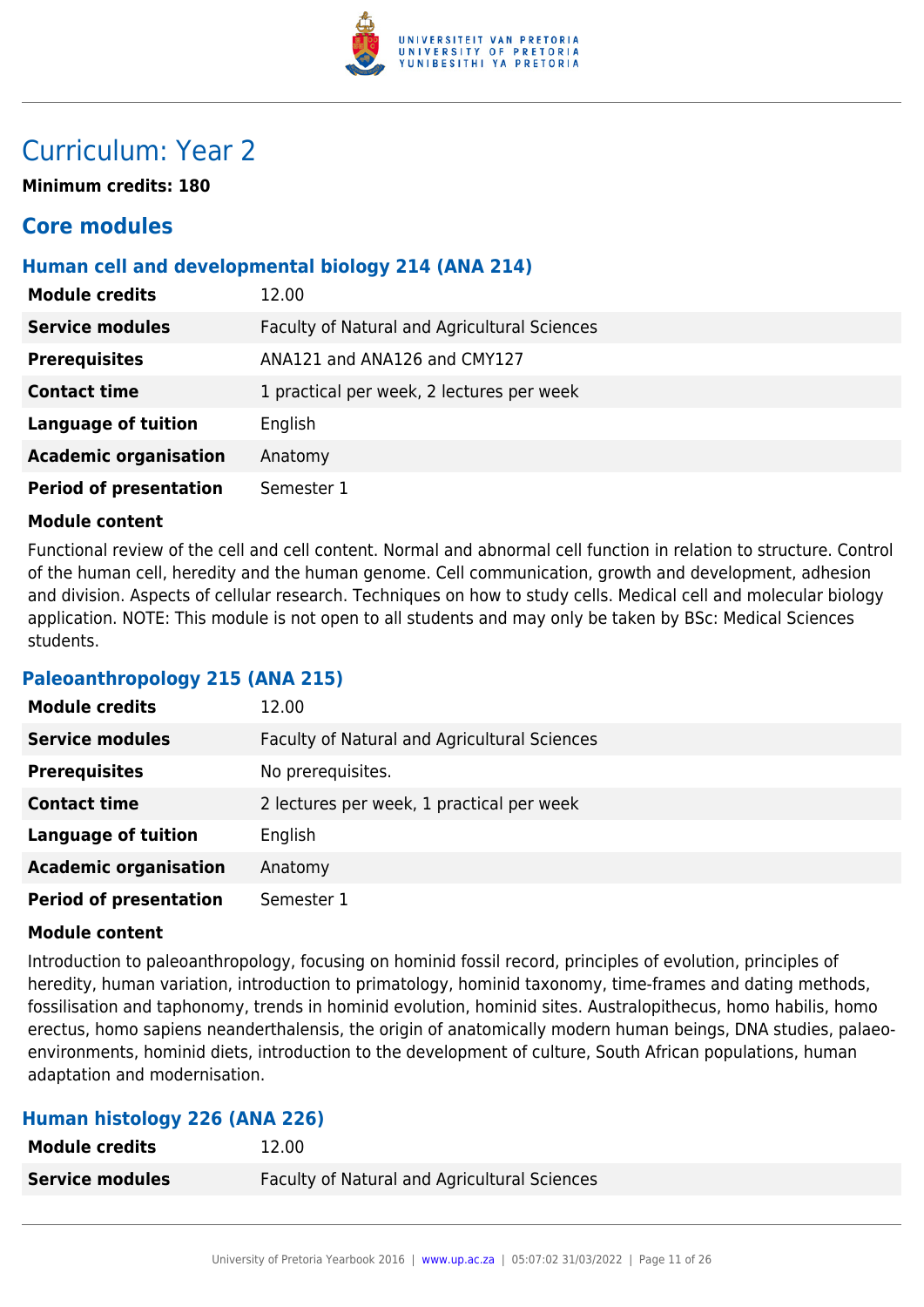# Curriculum: Year 2

**Minimum credits: 180**

## Core modules

### Human cell and developmental biology 214 (ANA 214)

| | |
|---|---|
| **Module credits** | 12.00 |
| **Service modules** | Faculty of Natural and Agricultural Sciences |
| **Prerequisites** | ANA121 and ANA126 and CMY127 |
| **Contact time** | 1 practical per week, 2 lectures per week |
| **Language of tuition** | English |
| **Academic organisation** | Anatomy |
| **Period of presentation** | Semester 1 |

**Module content**

Functional review of the cell and cell content. Normal and abnormal cell function in relation to structure. Control of the human cell, heredity and the human genome. Cell communication, growth and development, adhesion and division. Aspects of cellular research. Techniques on how to study cells. Medical cell and molecular biology application. NOTE: This module is not open to all students and may only be taken by BSc: Medical Sciences students.

### Paleoanthropology 215 (ANA 215)

| | |
|---|---|
| **Module credits** | 12.00 |
| **Service modules** | Faculty of Natural and Agricultural Sciences |
| **Prerequisites** | No prerequisites. |
| **Contact time** | 2 lectures per week, 1 practical per week |
| **Language of tuition** | English |
| **Academic organisation** | Anatomy |
| **Period of presentation** | Semester 1 |

**Module content**

Introduction to paleoanthropology, focusing on hominid fossil record, principles of evolution, principles of heredity, human variation, introduction to primatology, hominid taxonomy, time-frames and dating methods, fossilisation and taphonomy, trends in hominid evolution, hominid sites. Australopithecus, homo habilis, homo erectus, homo sapiens neanderthalensis, the origin of anatomically modern human beings, DNA studies, palaeo-environments, hominid diets, introduction to the development of culture, South African populations, human adaptation and modernisation.

### Human histology 226 (ANA 226)

| | |
|---|---|
| **Module credits** | 12.00 |
| **Service modules** | Faculty of Natural and Agricultural Sciences |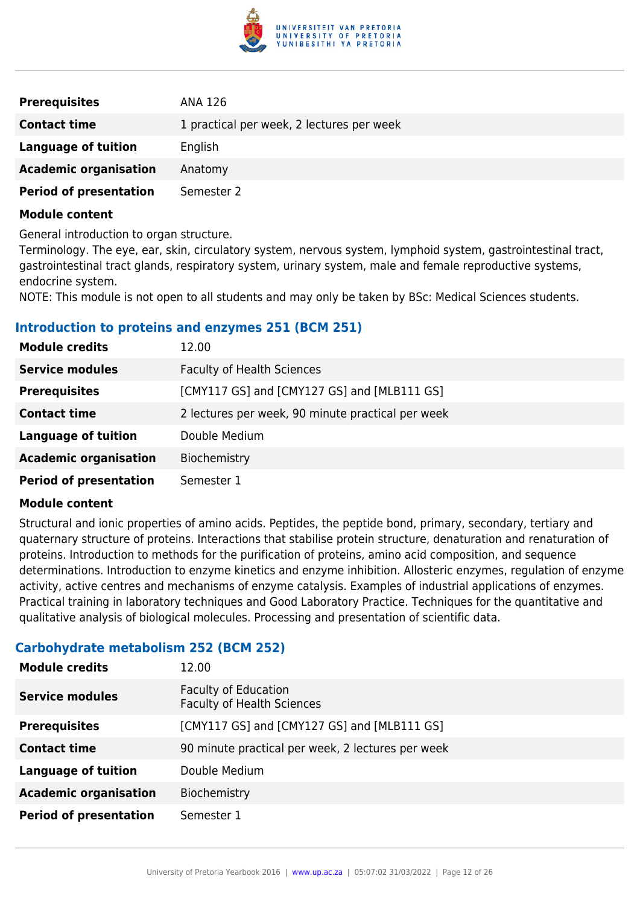| | |
|---|---|
| **Prerequisites** | ANA 126 |
| **Contact time** | 1 practical per week, 2 lectures per week |
| **Language of tuition** | English |
| **Academic organisation** | Anatomy |
| **Period of presentation** | Semester 2 |

**Module content**

General introduction to organ structure.
Terminology. The eye, ear, skin, circulatory system, nervous system, lymphoid system, gastrointestinal tract, gastrointestinal tract glands, respiratory system, urinary system, male and female reproductive systems, endocrine system.
NOTE: This module is not open to all students and may only be taken by BSc: Medical Sciences students.

### Introduction to proteins and enzymes 251 (BCM 251)

| | |
|---|---|
| **Module credits** | 12.00 |
| **Service modules** | Faculty of Health Sciences |
| **Prerequisites** | [CMY117 GS] and [CMY127 GS] and [MLB111 GS] |
| **Contact time** | 2 lectures per week, 90 minute practical per week |
| **Language of tuition** | Double Medium |
| **Academic organisation** | Biochemistry |
| **Period of presentation** | Semester 1 |

**Module content**

Structural and ionic properties of amino acids. Peptides, the peptide bond, primary, secondary, tertiary and quaternary structure of proteins. Interactions that stabilise protein structure, denaturation and renaturation of proteins. Introduction to methods for the purification of proteins, amino acid composition, and sequence determinations. Introduction to enzyme kinetics and enzyme inhibition. Allosteric enzymes, regulation of enzyme activity, active centres and mechanisms of enzyme catalysis. Examples of industrial applications of enzymes. Practical training in laboratory techniques and Good Laboratory Practice. Techniques for the quantitative and qualitative analysis of biological molecules. Processing and presentation of scientific data.

### Carbohydrate metabolism 252 (BCM 252)

| | |
|---|---|
| **Module credits** | 12.00 |
| **Service modules** | Faculty of Education<br>Faculty of Health Sciences |
| **Prerequisites** | [CMY117 GS] and [CMY127 GS] and [MLB111 GS] |
| **Contact time** | 90 minute practical per week, 2 lectures per week |
| **Language of tuition** | Double Medium |
| **Academic organisation** | Biochemistry |
| **Period of presentation** | Semester 1 |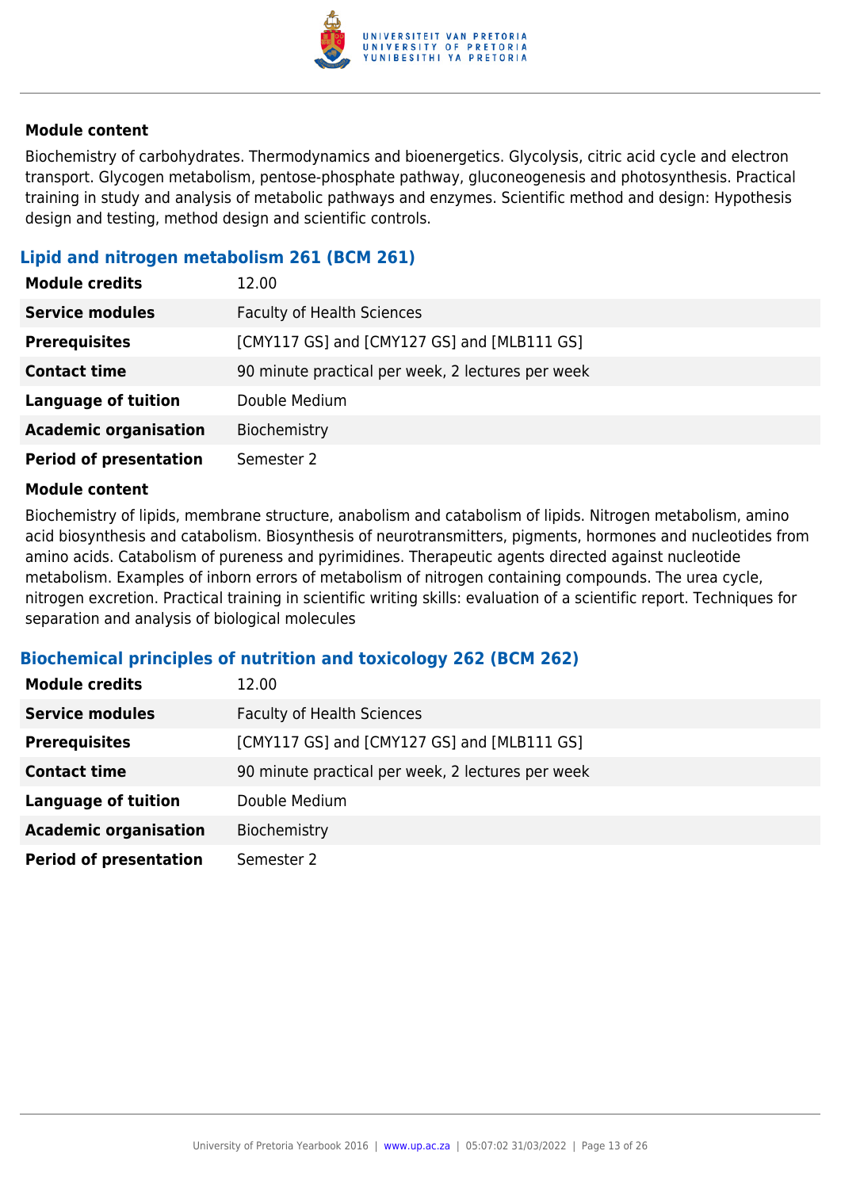**Module content**

Biochemistry of carbohydrates. Thermodynamics and bioenergetics. Glycolysis, citric acid cycle and electron transport. Glycogen metabolism, pentose-phosphate pathway, gluconeogenesis and photosynthesis. Practical training in study and analysis of metabolic pathways and enzymes. Scientific method and design: Hypothesis design and testing, method design and scientific controls.

### Lipid and nitrogen metabolism 261 (BCM 261)

| | |
|---|---|
| **Module credits** | 12.00 |
| **Service modules** | Faculty of Health Sciences |
| **Prerequisites** | [CMY117 GS] and [CMY127 GS] and [MLB111 GS] |
| **Contact time** | 90 minute practical per week, 2 lectures per week |
| **Language of tuition** | Double Medium |
| **Academic organisation** | Biochemistry |
| **Period of presentation** | Semester 2 |

**Module content**

Biochemistry of lipids, membrane structure, anabolism and catabolism of lipids. Nitrogen metabolism, amino acid biosynthesis and catabolism. Biosynthesis of neurotransmitters, pigments, hormones and nucleotides from amino acids. Catabolism of pureness and pyrimidines. Therapeutic agents directed against nucleotide metabolism. Examples of inborn errors of metabolism of nitrogen containing compounds. The urea cycle, nitrogen excretion. Practical training in scientific writing skills: evaluation of a scientific report. Techniques for separation and analysis of biological molecules

### Biochemical principles of nutrition and toxicology 262 (BCM 262)

| | |
|---|---|
| **Module credits** | 12.00 |
| **Service modules** | Faculty of Health Sciences |
| **Prerequisites** | [CMY117 GS] and [CMY127 GS] and [MLB111 GS] |
| **Contact time** | 90 minute practical per week, 2 lectures per week |
| **Language of tuition** | Double Medium |
| **Academic organisation** | Biochemistry |
| **Period of presentation** | Semester 2 |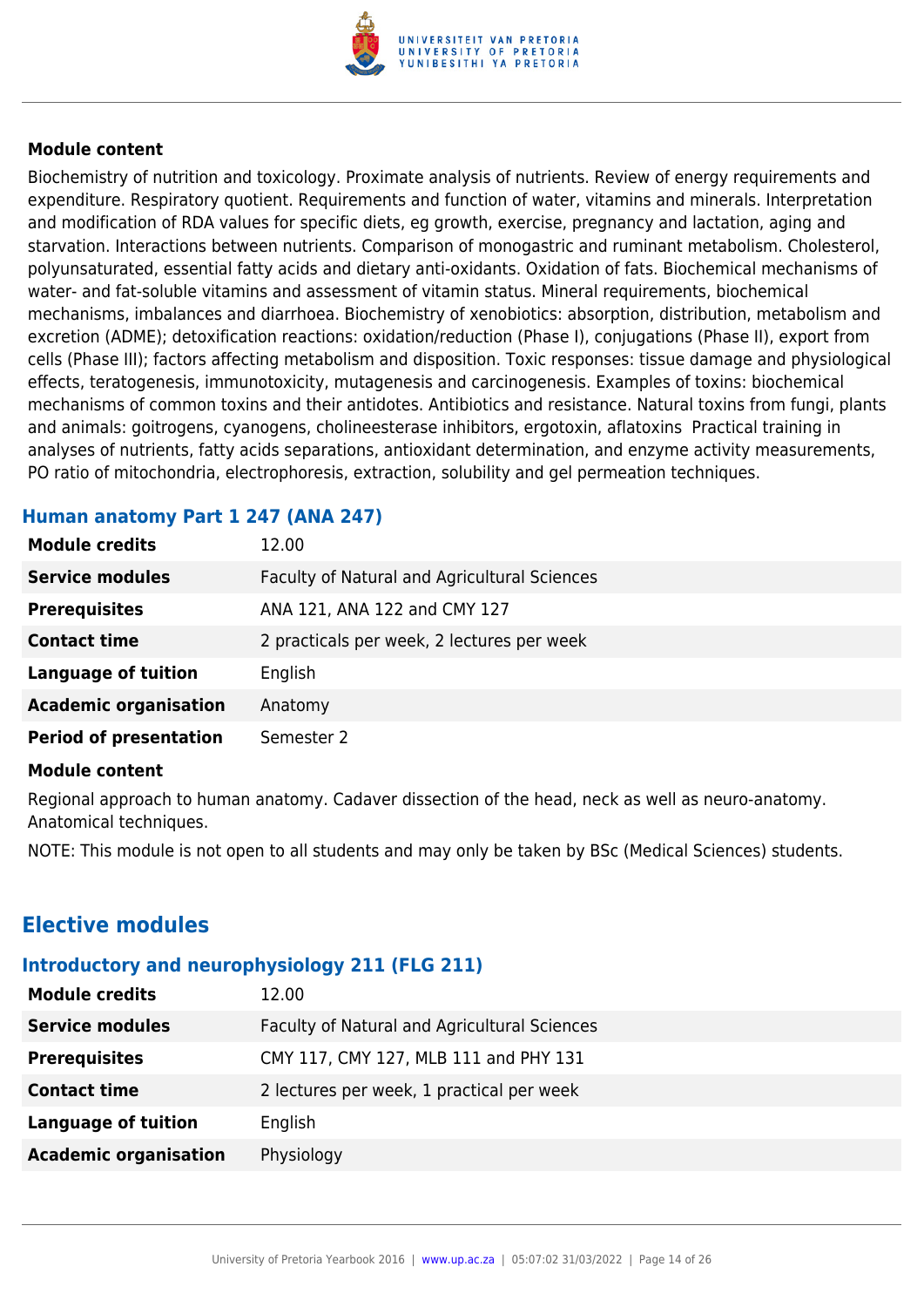#### Module content

Biochemistry of nutrition and toxicology. Proximate analysis of nutrients. Review of energy requirements and expenditure. Respiratory quotient. Requirements and function of water, vitamins and minerals. Interpretation and modification of RDA values for specific diets, eg growth, exercise, pregnancy and lactation, aging and starvation. Interactions between nutrients. Comparison of monogastric and ruminant metabolism. Cholesterol, polyunsaturated, essential fatty acids and dietary anti-oxidants. Oxidation of fats. Biochemical mechanisms of water- and fat-soluble vitamins and assessment of vitamin status. Mineral requirements, biochemical mechanisms, imbalances and diarrhoea. Biochemistry of xenobiotics: absorption, distribution, metabolism and excretion (ADME); detoxification reactions: oxidation/reduction (Phase I), conjugations (Phase II), export from cells (Phase III); factors affecting metabolism and disposition. Toxic responses: tissue damage and physiological effects, teratogenesis, immunotoxicity, mutagenesis and carcinogenesis. Examples of toxins: biochemical mechanisms of common toxins and their antidotes. Antibiotics and resistance. Natural toxins from fungi, plants and animals: goitrogens, cyanogens, cholineesterase inhibitors, ergotoxin, aflatoxins Practical training in analyses of nutrients, fatty acids separations, antioxidant determination, and enzyme activity measurements, PO ratio of mitochondria, electrophoresis, extraction, solubility and gel permeation techniques.

### Human anatomy Part 1 247 (ANA 247)

| | |
|---|---|
| **Module credits** | 12.00 |
| **Service modules** | Faculty of Natural and Agricultural Sciences |
| **Prerequisites** | ANA 121, ANA 122 and CMY 127 |
| **Contact time** | 2 practicals per week, 2 lectures per week |
| **Language of tuition** | English |
| **Academic organisation** | Anatomy |
| **Period of presentation** | Semester 2 |

#### Module content

Regional approach to human anatomy. Cadaver dissection of the head, neck as well as neuro-anatomy. Anatomical techniques.

NOTE: This module is not open to all students and may only be taken by BSc (Medical Sciences) students.

## Elective modules

### Introductory and neurophysiology 211 (FLG 211)

| | |
|---|---|
| **Module credits** | 12.00 |
| **Service modules** | Faculty of Natural and Agricultural Sciences |
| **Prerequisites** | CMY 117, CMY 127, MLB 111 and PHY 131 |
| **Contact time** | 2 lectures per week, 1 practical per week |
| **Language of tuition** | English |
| **Academic organisation** | Physiology |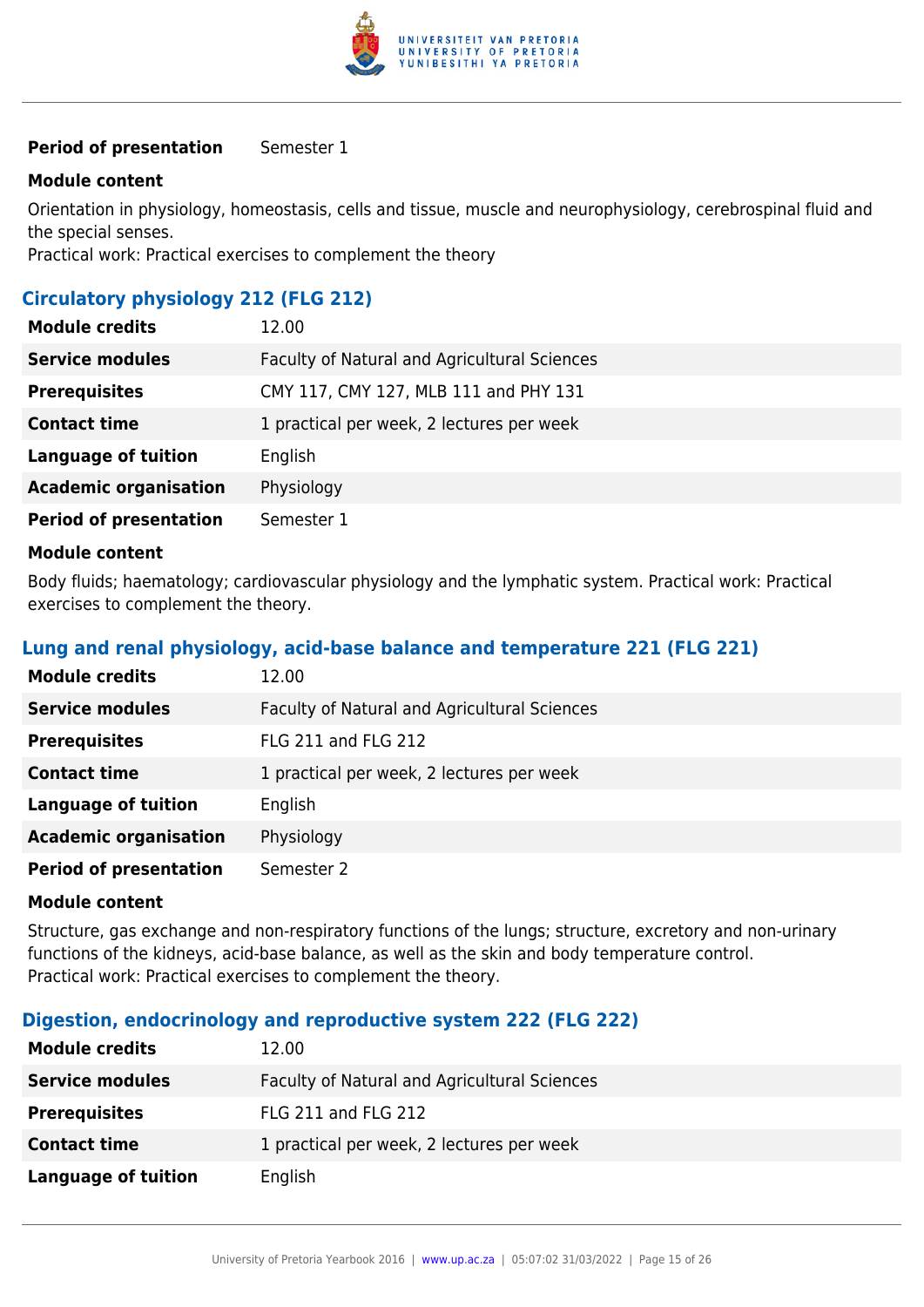| | |
|---|---|
| **Period of presentation** | Semester 1 |

**Module content**

Orientation in physiology, homeostasis, cells and tissue, muscle and neurophysiology, cerebrospinal fluid and the special senses.
Practical work: Practical exercises to complement the theory

### Circulatory physiology 212 (FLG 212)

| | |
|---|---|
| **Module credits** | 12.00 |
| **Service modules** | Faculty of Natural and Agricultural Sciences |
| **Prerequisites** | CMY 117, CMY 127, MLB 111 and PHY 131 |
| **Contact time** | 1 practical per week, 2 lectures per week |
| **Language of tuition** | English |
| **Academic organisation** | Physiology |
| **Period of presentation** | Semester 1 |

**Module content**

Body fluids; haematology; cardiovascular physiology and the lymphatic system. Practical work: Practical exercises to complement the theory.

### Lung and renal physiology, acid-base balance and temperature 221 (FLG 221)

| | |
|---|---|
| **Module credits** | 12.00 |
| **Service modules** | Faculty of Natural and Agricultural Sciences |
| **Prerequisites** | FLG 211 and FLG 212 |
| **Contact time** | 1 practical per week, 2 lectures per week |
| **Language of tuition** | English |
| **Academic organisation** | Physiology |
| **Period of presentation** | Semester 2 |

**Module content**

Structure, gas exchange and non-respiratory functions of the lungs; structure, excretory and non-urinary functions of the kidneys, acid-base balance, as well as the skin and body temperature control.
Practical work: Practical exercises to complement the theory.

### Digestion, endocrinology and reproductive system 222 (FLG 222)

| | |
|---|---|
| **Module credits** | 12.00 |
| **Service modules** | Faculty of Natural and Agricultural Sciences |
| **Prerequisites** | FLG 211 and FLG 212 |
| **Contact time** | 1 practical per week, 2 lectures per week |
| **Language of tuition** | English |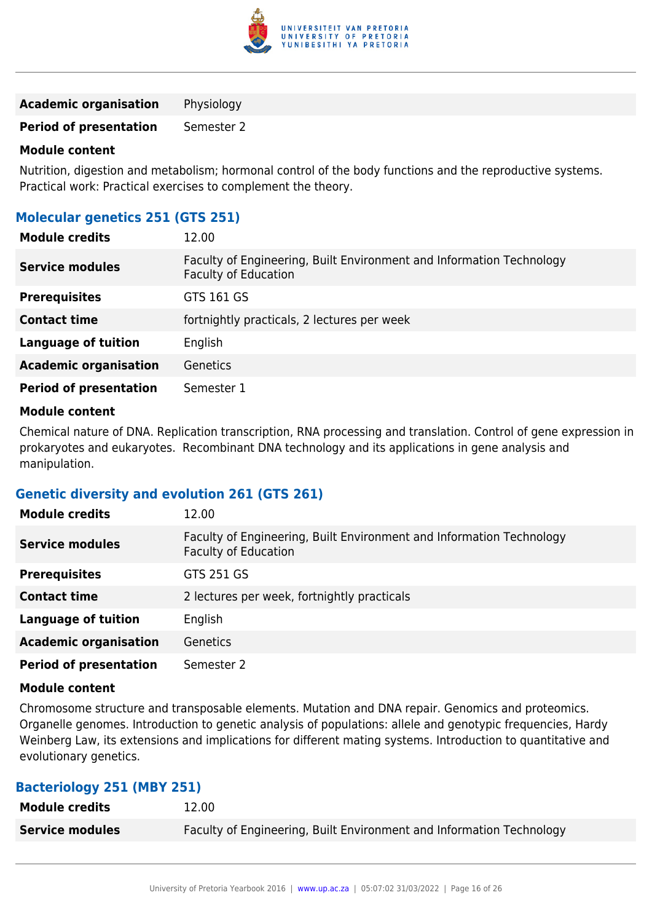| | |
|---|---|
| **Academic organisation** | Physiology |
| **Period of presentation** | Semester 2 |

**Module content**

Nutrition, digestion and metabolism; hormonal control of the body functions and the reproductive systems. Practical work: Practical exercises to complement the theory.

### Molecular genetics 251 (GTS 251)

| | |
|---|---|
| **Module credits** | 12.00 |
| **Service modules** | Faculty of Engineering, Built Environment and Information Technology<br>Faculty of Education |
| **Prerequisites** | GTS 161 GS |
| **Contact time** | fortnightly practicals, 2 lectures per week |
| **Language of tuition** | English |
| **Academic organisation** | Genetics |
| **Period of presentation** | Semester 1 |

**Module content**

Chemical nature of DNA. Replication transcription, RNA processing and translation. Control of gene expression in prokaryotes and eukaryotes.  Recombinant DNA technology and its applications in gene analysis and manipulation.

### Genetic diversity and evolution 261 (GTS 261)

| | |
|---|---|
| **Module credits** | 12.00 |
| **Service modules** | Faculty of Engineering, Built Environment and Information Technology<br>Faculty of Education |
| **Prerequisites** | GTS 251 GS |
| **Contact time** | 2 lectures per week, fortnightly practicals |
| **Language of tuition** | English |
| **Academic organisation** | Genetics |
| **Period of presentation** | Semester 2 |

**Module content**

Chromosome structure and transposable elements. Mutation and DNA repair. Genomics and proteomics. Organelle genomes. Introduction to genetic analysis of populations: allele and genotypic frequencies, Hardy Weinberg Law, its extensions and implications for different mating systems. Introduction to quantitative and evolutionary genetics.

### Bacteriology 251 (MBY 251)

| | |
|---|---|
| **Module credits** | 12.00 |
| **Service modules** | Faculty of Engineering, Built Environment and Information Technology |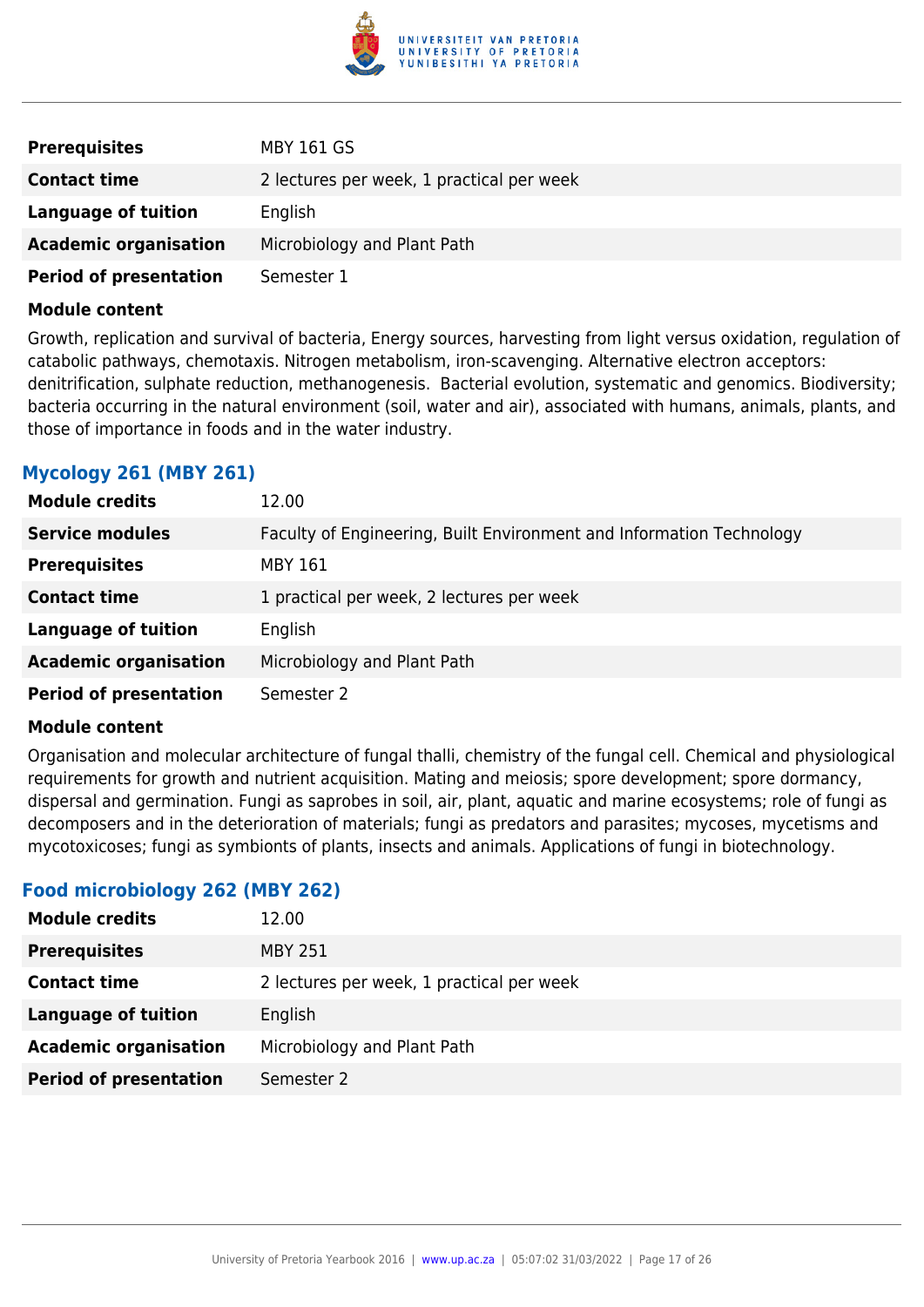| | |
|---|---|
| **Prerequisites** | MBY 161 GS |
| **Contact time** | 2 lectures per week, 1 practical per week |
| **Language of tuition** | English |
| **Academic organisation** | Microbiology and Plant Path |
| **Period of presentation** | Semester 1 |

**Module content**

Growth, replication and survival of bacteria, Energy sources, harvesting from light versus oxidation, regulation of catabolic pathways, chemotaxis. Nitrogen metabolism, iron-scavenging. Alternative electron acceptors: denitrification, sulphate reduction, methanogenesis. Bacterial evolution, systematic and genomics. Biodiversity; bacteria occurring in the natural environment (soil, water and air), associated with humans, animals, plants, and those of importance in foods and in the water industry.

### Mycology 261 (MBY 261)

| | |
|---|---|
| **Module credits** | 12.00 |
| **Service modules** | Faculty of Engineering, Built Environment and Information Technology |
| **Prerequisites** | MBY 161 |
| **Contact time** | 1 practical per week, 2 lectures per week |
| **Language of tuition** | English |
| **Academic organisation** | Microbiology and Plant Path |
| **Period of presentation** | Semester 2 |

**Module content**

Organisation and molecular architecture of fungal thalli, chemistry of the fungal cell. Chemical and physiological requirements for growth and nutrient acquisition. Mating and meiosis; spore development; spore dormancy, dispersal and germination. Fungi as saprobes in soil, air, plant, aquatic and marine ecosystems; role of fungi as decomposers and in the deterioration of materials; fungi as predators and parasites; mycoses, mycetisms and mycotoxicoses; fungi as symbionts of plants, insects and animals. Applications of fungi in biotechnology.

### Food microbiology 262 (MBY 262)

| | |
|---|---|
| **Module credits** | 12.00 |
| **Prerequisites** | MBY 251 |
| **Contact time** | 2 lectures per week, 1 practical per week |
| **Language of tuition** | English |
| **Academic organisation** | Microbiology and Plant Path |
| **Period of presentation** | Semester 2 |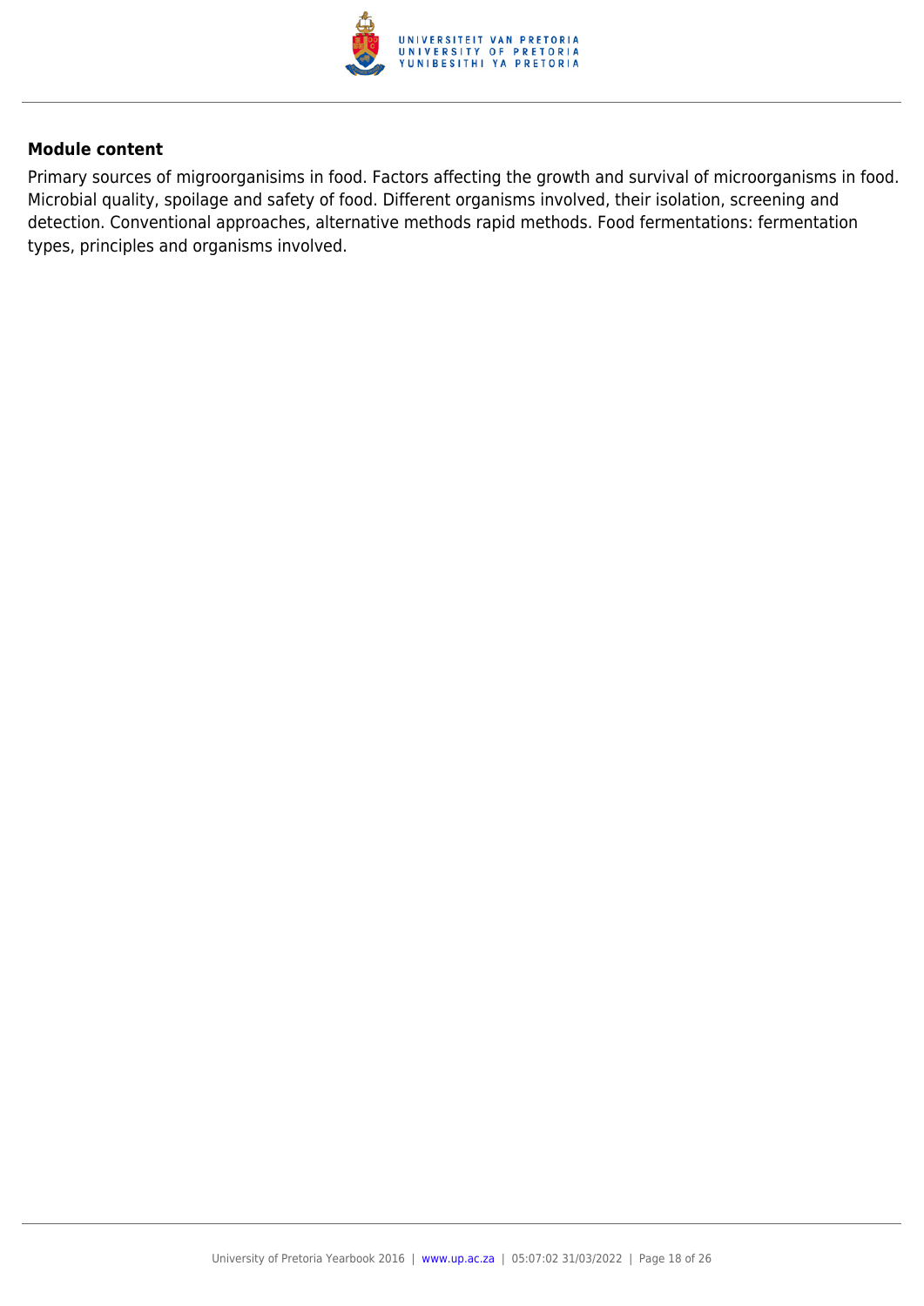**Module content**

Primary sources of migroorganisims in food. Factors affecting the growth and survival of microorganisms in food. Microbial quality, spoilage and safety of food. Different organisms involved, their isolation, screening and detection. Conventional approaches, alternative methods rapid methods. Food fermentations: fermentation types, principles and organisms involved.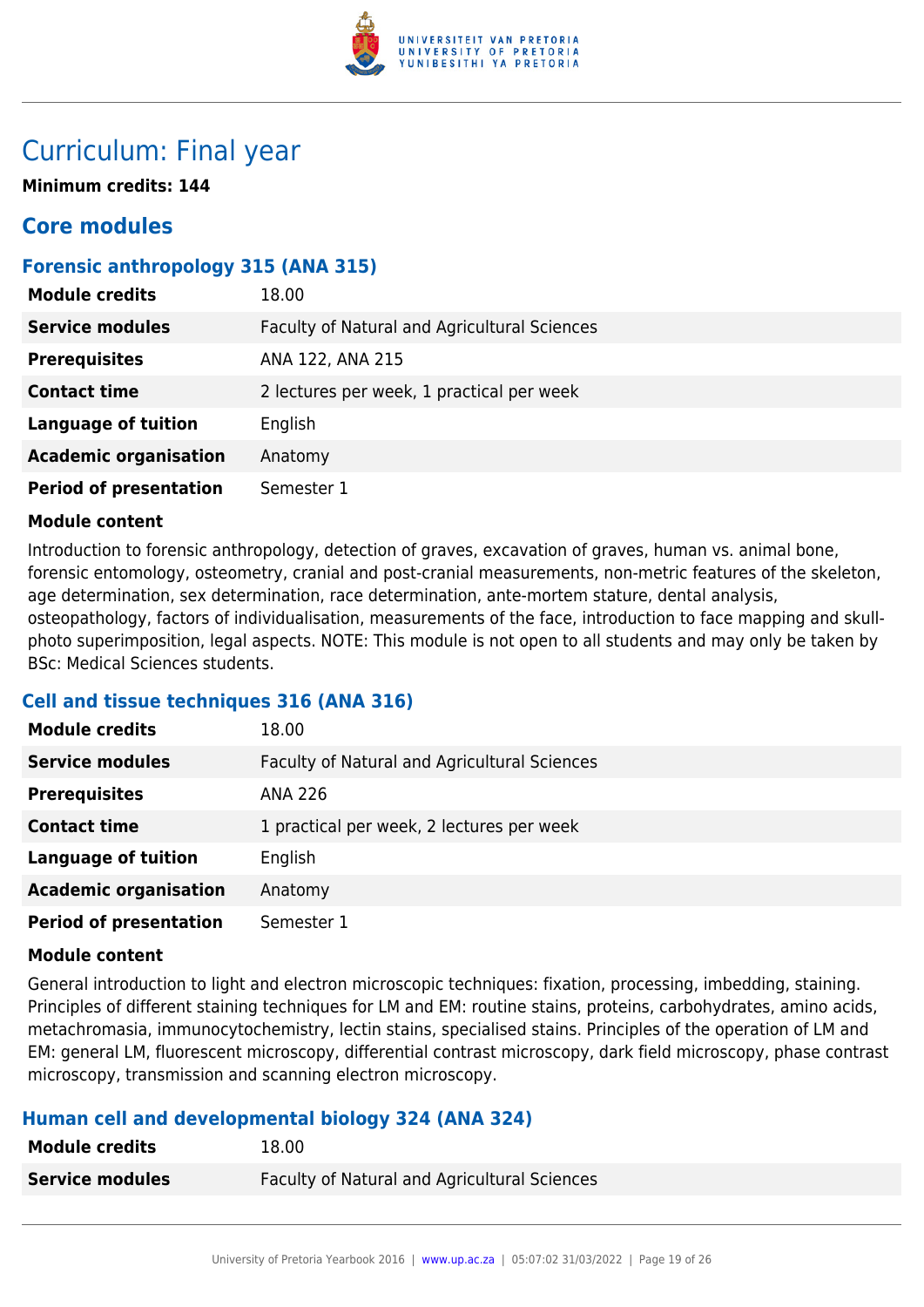# Curriculum: Final year

**Minimum credits: 144**

## Core modules

### Forensic anthropology 315 (ANA 315)

| | |
|---|---|
| **Module credits** | 18.00 |
| **Service modules** | Faculty of Natural and Agricultural Sciences |
| **Prerequisites** | ANA 122, ANA 215 |
| **Contact time** | 2 lectures per week, 1 practical per week |
| **Language of tuition** | English |
| **Academic organisation** | Anatomy |
| **Period of presentation** | Semester 1 |

**Module content**

Introduction to forensic anthropology, detection of graves, excavation of graves, human vs. animal bone, forensic entomology, osteometry, cranial and post-cranial measurements, non-metric features of the skeleton, age determination, sex determination, race determination, ante-mortem stature, dental analysis, osteopathology, factors of individualisation, measurements of the face, introduction to face mapping and skull-photo superimposition, legal aspects. NOTE: This module is not open to all students and may only be taken by BSc: Medical Sciences students.

### Cell and tissue techniques 316 (ANA 316)

| | |
|---|---|
| **Module credits** | 18.00 |
| **Service modules** | Faculty of Natural and Agricultural Sciences |
| **Prerequisites** | ANA 226 |
| **Contact time** | 1 practical per week, 2 lectures per week |
| **Language of tuition** | English |
| **Academic organisation** | Anatomy |
| **Period of presentation** | Semester 1 |

**Module content**

General introduction to light and electron microscopic techniques: fixation, processing, imbedding, staining. Principles of different staining techniques for LM and EM: routine stains, proteins, carbohydrates, amino acids, metachromasia, immunocytochemistry, lectin stains, specialised stains. Principles of the operation of LM and EM: general LM, fluorescent microscopy, differential contrast microscopy, dark field microscopy, phase contrast microscopy, transmission and scanning electron microscopy.

### Human cell and developmental biology 324 (ANA 324)

| | |
|---|---|
| **Module credits** | 18.00 |
| **Service modules** | Faculty of Natural and Agricultural Sciences |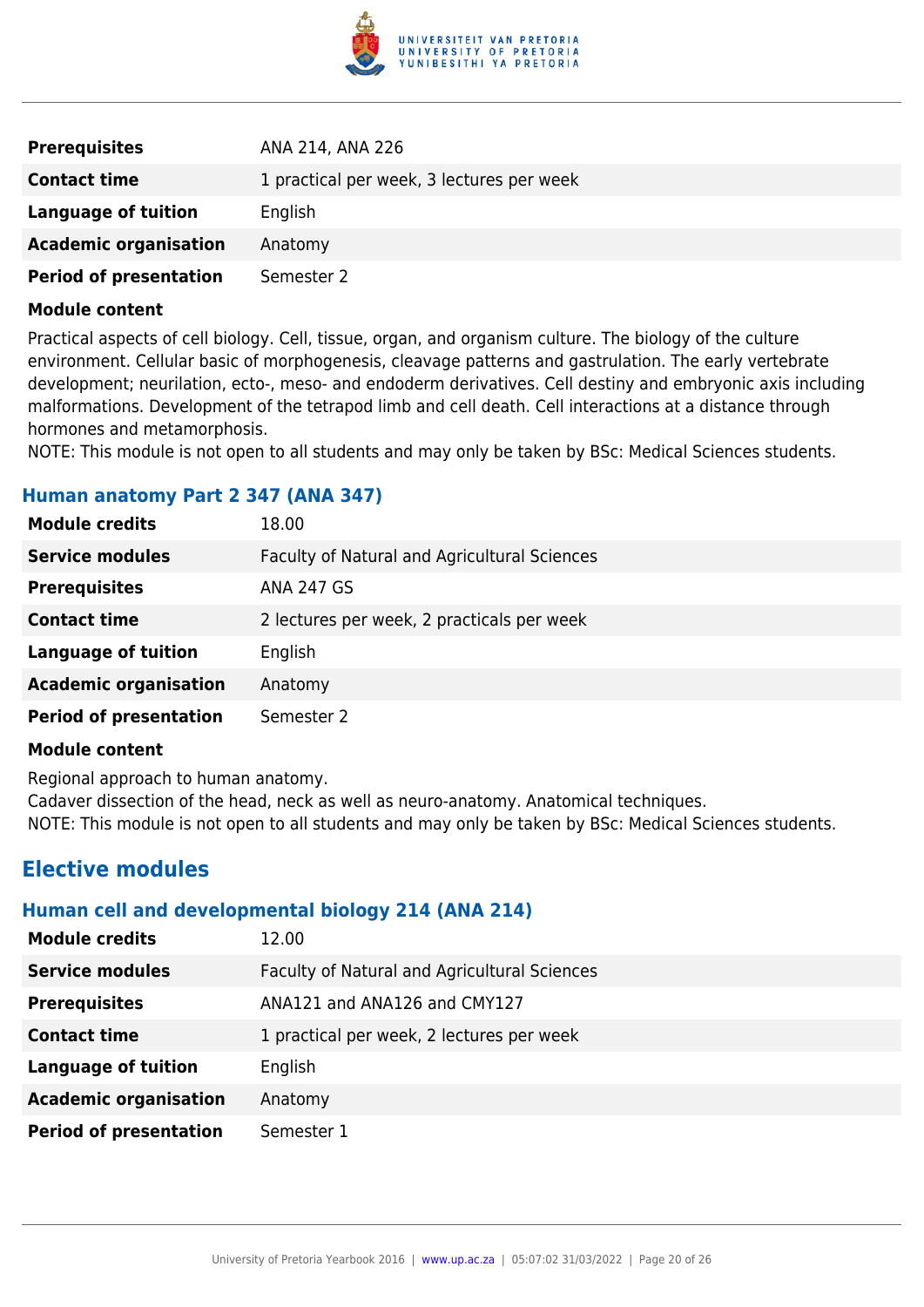| | |
|---|---|
| **Prerequisites** | ANA 214, ANA 226 |
| **Contact time** | 1 practical per week, 3 lectures per week |
| **Language of tuition** | English |
| **Academic organisation** | Anatomy |
| **Period of presentation** | Semester 2 |

**Module content**

Practical aspects of cell biology. Cell, tissue, organ, and organism culture. The biology of the culture environment. Cellular basic of morphogenesis, cleavage patterns and gastrulation. The early vertebrate development; neurilation, ecto-, meso- and endoderm derivatives. Cell destiny and embryonic axis including malformations. Development of the tetrapod limb and cell death. Cell interactions at a distance through hormones and metamorphosis.

NOTE: This module is not open to all students and may only be taken by BSc: Medical Sciences students.

### Human anatomy Part 2 347 (ANA 347)

| | |
|---|---|
| **Module credits** | 18.00 |
| **Service modules** | Faculty of Natural and Agricultural Sciences |
| **Prerequisites** | ANA 247 GS |
| **Contact time** | 2 lectures per week, 2 practicals per week |
| **Language of tuition** | English |
| **Academic organisation** | Anatomy |
| **Period of presentation** | Semester 2 |

**Module content**

Regional approach to human anatomy.

Cadaver dissection of the head, neck as well as neuro-anatomy. Anatomical techniques.

NOTE: This module is not open to all students and may only be taken by BSc: Medical Sciences students.

## Elective modules

### Human cell and developmental biology 214 (ANA 214)

| | |
|---|---|
| **Module credits** | 12.00 |
| **Service modules** | Faculty of Natural and Agricultural Sciences |
| **Prerequisites** | ANA121 and ANA126 and CMY127 |
| **Contact time** | 1 practical per week, 2 lectures per week |
| **Language of tuition** | English |
| **Academic organisation** | Anatomy |
| **Period of presentation** | Semester 1 |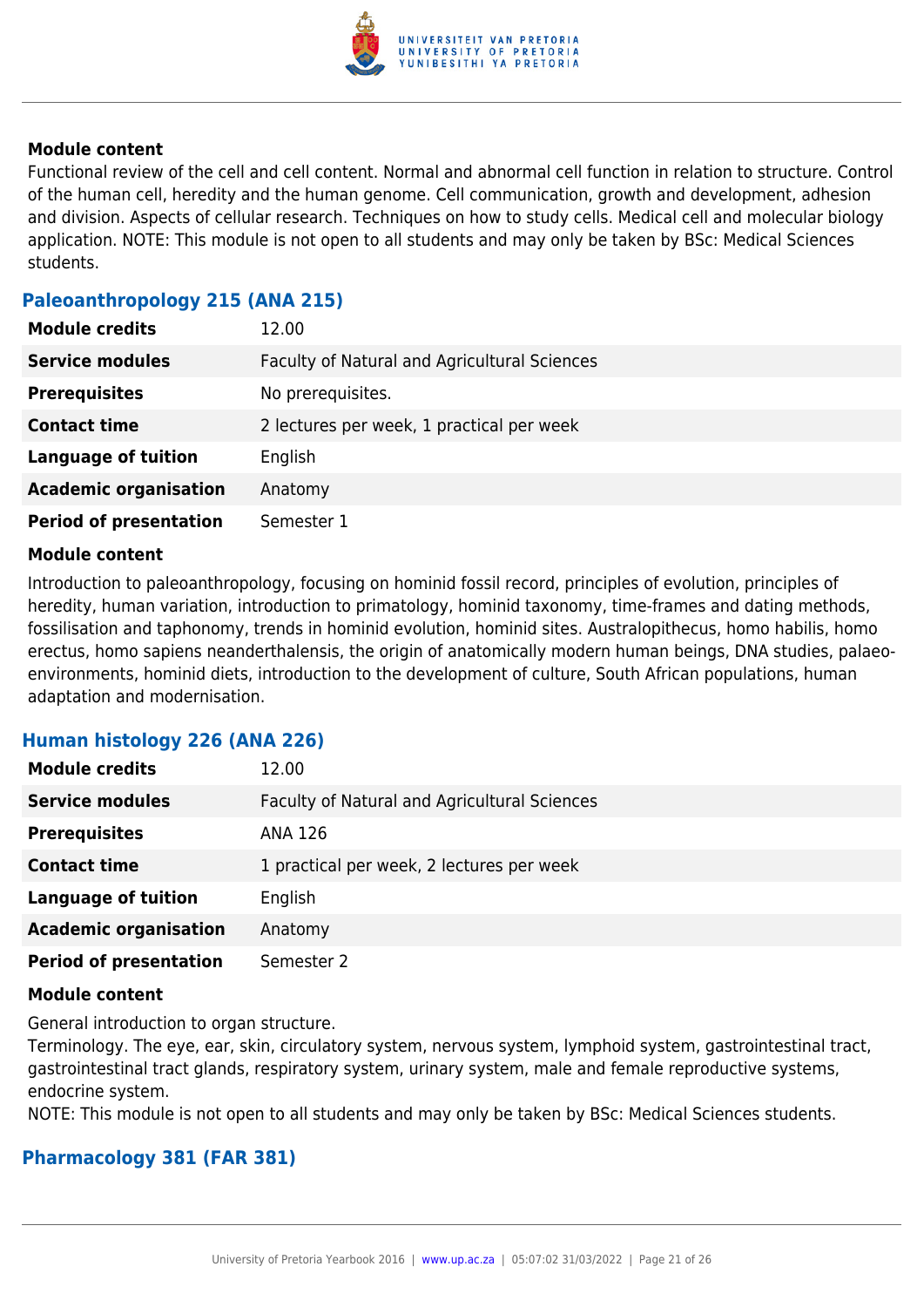**Module content**

Functional review of the cell and cell content. Normal and abnormal cell function in relation to structure. Control of the human cell, heredity and the human genome. Cell communication, growth and development, adhesion and division. Aspects of cellular research. Techniques on how to study cells. Medical cell and molecular biology application. NOTE: This module is not open to all students and may only be taken by BSc: Medical Sciences students.

### Paleoanthropology 215 (ANA 215)

| | |
|---|---|
| **Module credits** | 12.00 |
| **Service modules** | Faculty of Natural and Agricultural Sciences |
| **Prerequisites** | No prerequisites. |
| **Contact time** | 2 lectures per week, 1 practical per week |
| **Language of tuition** | English |
| **Academic organisation** | Anatomy |
| **Period of presentation** | Semester 1 |

**Module content**

Introduction to paleoanthropology, focusing on hominid fossil record, principles of evolution, principles of heredity, human variation, introduction to primatology, hominid taxonomy, time-frames and dating methods, fossilisation and taphonomy, trends in hominid evolution, hominid sites. Australopithecus, homo habilis, homo erectus, homo sapiens neanderthalensis, the origin of anatomically modern human beings, DNA studies, palaeo-environments, hominid diets, introduction to the development of culture, South African populations, human adaptation and modernisation.

### Human histology 226 (ANA 226)

| | |
|---|---|
| **Module credits** | 12.00 |
| **Service modules** | Faculty of Natural and Agricultural Sciences |
| **Prerequisites** | ANA 126 |
| **Contact time** | 1 practical per week, 2 lectures per week |
| **Language of tuition** | English |
| **Academic organisation** | Anatomy |
| **Period of presentation** | Semester 2 |

**Module content**

General introduction to organ structure.
Terminology. The eye, ear, skin, circulatory system, nervous system, lymphoid system, gastrointestinal tract, gastrointestinal tract glands, respiratory system, urinary system, male and female reproductive systems, endocrine system.
NOTE: This module is not open to all students and may only be taken by BSc: Medical Sciences students.

### Pharmacology 381 (FAR 381)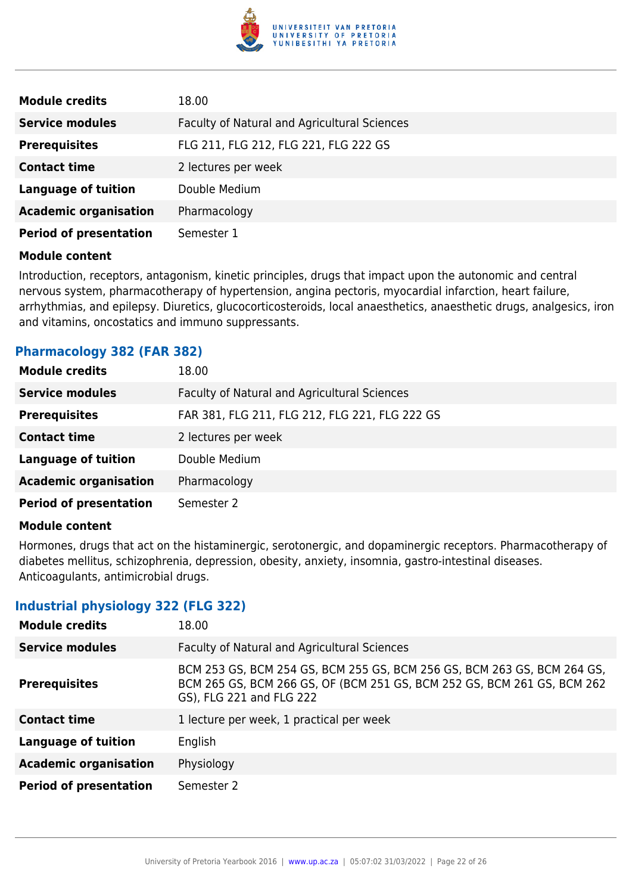| | |
|---|---|
| **Module credits** | 18.00 |
| **Service modules** | Faculty of Natural and Agricultural Sciences |
| **Prerequisites** | FLG 211, FLG 212, FLG 221, FLG 222 GS |
| **Contact time** | 2 lectures per week |
| **Language of tuition** | Double Medium |
| **Academic organisation** | Pharmacology |
| **Period of presentation** | Semester 1 |

**Module content**

Introduction, receptors, antagonism, kinetic principles, drugs that impact upon the autonomic and central nervous system, pharmacotherapy of hypertension, angina pectoris, myocardial infarction, heart failure, arrhythmias, and epilepsy. Diuretics, glucocorticosteroids, local anaesthetics, anaesthetic drugs, analgesics, iron and vitamins, oncostatics and immuno suppressants.

## Pharmacology 382 (FAR 382)

| | |
|---|---|
| **Module credits** | 18.00 |
| **Service modules** | Faculty of Natural and Agricultural Sciences |
| **Prerequisites** | FAR 381, FLG 211, FLG 212, FLG 221, FLG 222 GS |
| **Contact time** | 2 lectures per week |
| **Language of tuition** | Double Medium |
| **Academic organisation** | Pharmacology |
| **Period of presentation** | Semester 2 |

**Module content**

Hormones, drugs that act on the histaminergic, serotonergic, and dopaminergic receptors. Pharmacotherapy of diabetes mellitus, schizophrenia, depression, obesity, anxiety, insomnia, gastro-intestinal diseases. Anticoagulants, antimicrobial drugs.

## Industrial physiology 322 (FLG 322)

| | |
|---|---|
| **Module credits** | 18.00 |
| **Service modules** | Faculty of Natural and Agricultural Sciences |
| **Prerequisites** | BCM 253 GS, BCM 254 GS, BCM 255 GS, BCM 256 GS, BCM 263 GS, BCM 264 GS, BCM 265 GS, BCM 266 GS, OF (BCM 251 GS, BCM 252 GS, BCM 261 GS, BCM 262 GS), FLG 221 and FLG 222 |
| **Contact time** | 1 lecture per week, 1 practical per week |
| **Language of tuition** | English |
| **Academic organisation** | Physiology |
| **Period of presentation** | Semester 2 |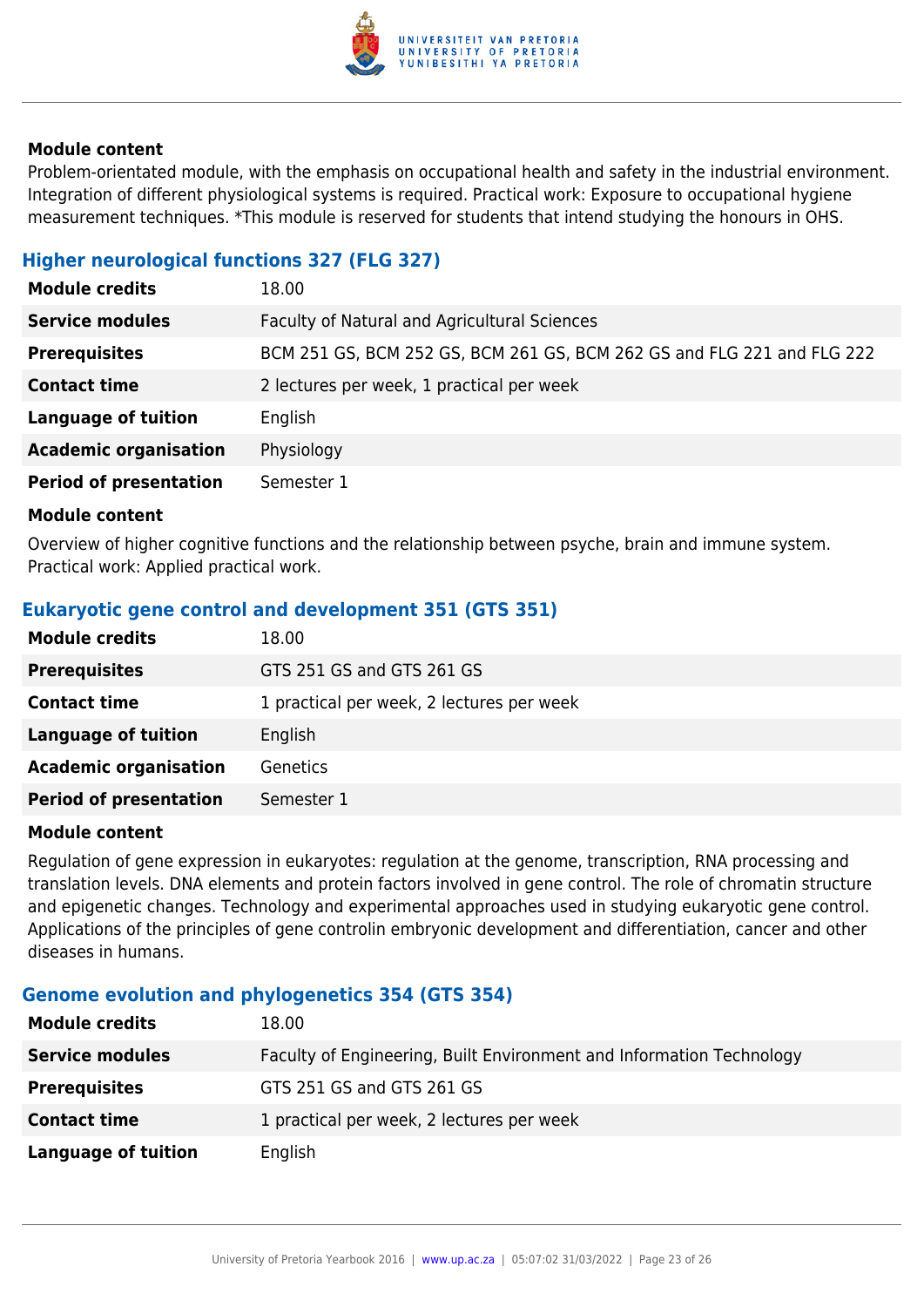**Module content**

Problem-orientated module, with the emphasis on occupational health and safety in the industrial environment. Integration of different physiological systems is required. Practical work: Exposure to occupational hygiene measurement techniques. *This module is reserved for students that intend studying the honours in OHS.

### Higher neurological functions 327 (FLG 327)

| | |
|---|---|
| **Module credits** | 18.00 |
| **Service modules** | Faculty of Natural and Agricultural Sciences |
| **Prerequisites** | BCM 251 GS, BCM 252 GS, BCM 261 GS, BCM 262 GS and FLG 221 and FLG 222 |
| **Contact time** | 2 lectures per week, 1 practical per week |
| **Language of tuition** | English |
| **Academic organisation** | Physiology |
| **Period of presentation** | Semester 1 |

**Module content**

Overview of higher cognitive functions and the relationship between psyche, brain and immune system. Practical work: Applied practical work.

### Eukaryotic gene control and development 351 (GTS 351)

| | |
|---|---|
| **Module credits** | 18.00 |
| **Prerequisites** | GTS 251 GS and GTS 261 GS |
| **Contact time** | 1 practical per week, 2 lectures per week |
| **Language of tuition** | English |
| **Academic organisation** | Genetics |
| **Period of presentation** | Semester 1 |

**Module content**

Regulation of gene expression in eukaryotes: regulation at the genome, transcription, RNA processing and translation levels. DNA elements and protein factors involved in gene control. The role of chromatin structure and epigenetic changes. Technology and experimental approaches used in studying eukaryotic gene control. Applications of the principles of gene controlin embryonic development and differentiation, cancer and other diseases in humans.

### Genome evolution and phylogenetics 354 (GTS 354)

| | |
|---|---|
| **Module credits** | 18.00 |
| **Service modules** | Faculty of Engineering, Built Environment and Information Technology |
| **Prerequisites** | GTS 251 GS and GTS 261 GS |
| **Contact time** | 1 practical per week, 2 lectures per week |
| **Language of tuition** | English |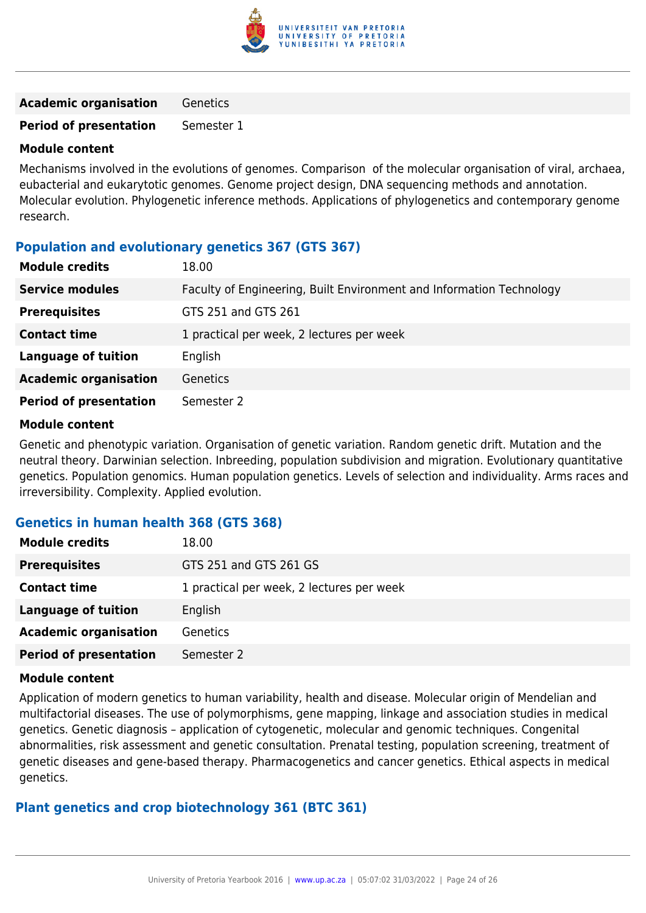| | |
|---|---|
| **Academic organisation** | Genetics |
| **Period of presentation** | Semester 1 |

**Module content**

Mechanisms involved in the evolutions of genomes. Comparison of the molecular organisation of viral, archaea, eubacterial and eukarytotic genomes. Genome project design, DNA sequencing methods and annotation. Molecular evolution. Phylogenetic inference methods. Applications of phylogenetics and contemporary genome research.

### Population and evolutionary genetics 367 (GTS 367)

| | |
|---|---|
| **Module credits** | 18.00 |
| **Service modules** | Faculty of Engineering, Built Environment and Information Technology |
| **Prerequisites** | GTS 251 and GTS 261 |
| **Contact time** | 1 practical per week, 2 lectures per week |
| **Language of tuition** | English |
| **Academic organisation** | Genetics |
| **Period of presentation** | Semester 2 |

**Module content**

Genetic and phenotypic variation. Organisation of genetic variation. Random genetic drift. Mutation and the neutral theory. Darwinian selection. Inbreeding, population subdivision and migration. Evolutionary quantitative genetics. Population genomics. Human population genetics. Levels of selection and individuality. Arms races and irreversibility. Complexity. Applied evolution.

### Genetics in human health 368 (GTS 368)

| | |
|---|---|
| **Module credits** | 18.00 |
| **Prerequisites** | GTS 251 and GTS 261 GS |
| **Contact time** | 1 practical per week, 2 lectures per week |
| **Language of tuition** | English |
| **Academic organisation** | Genetics |
| **Period of presentation** | Semester 2 |

**Module content**

Application of modern genetics to human variability, health and disease. Molecular origin of Mendelian and multifactorial diseases. The use of polymorphisms, gene mapping, linkage and association studies in medical genetics. Genetic diagnosis – application of cytogenetic, molecular and genomic techniques. Congenital abnormalities, risk assessment and genetic consultation. Prenatal testing, population screening, treatment of genetic diseases and gene-based therapy. Pharmacogenetics and cancer genetics. Ethical aspects in medical genetics.

### Plant genetics and crop biotechnology 361 (BTC 361)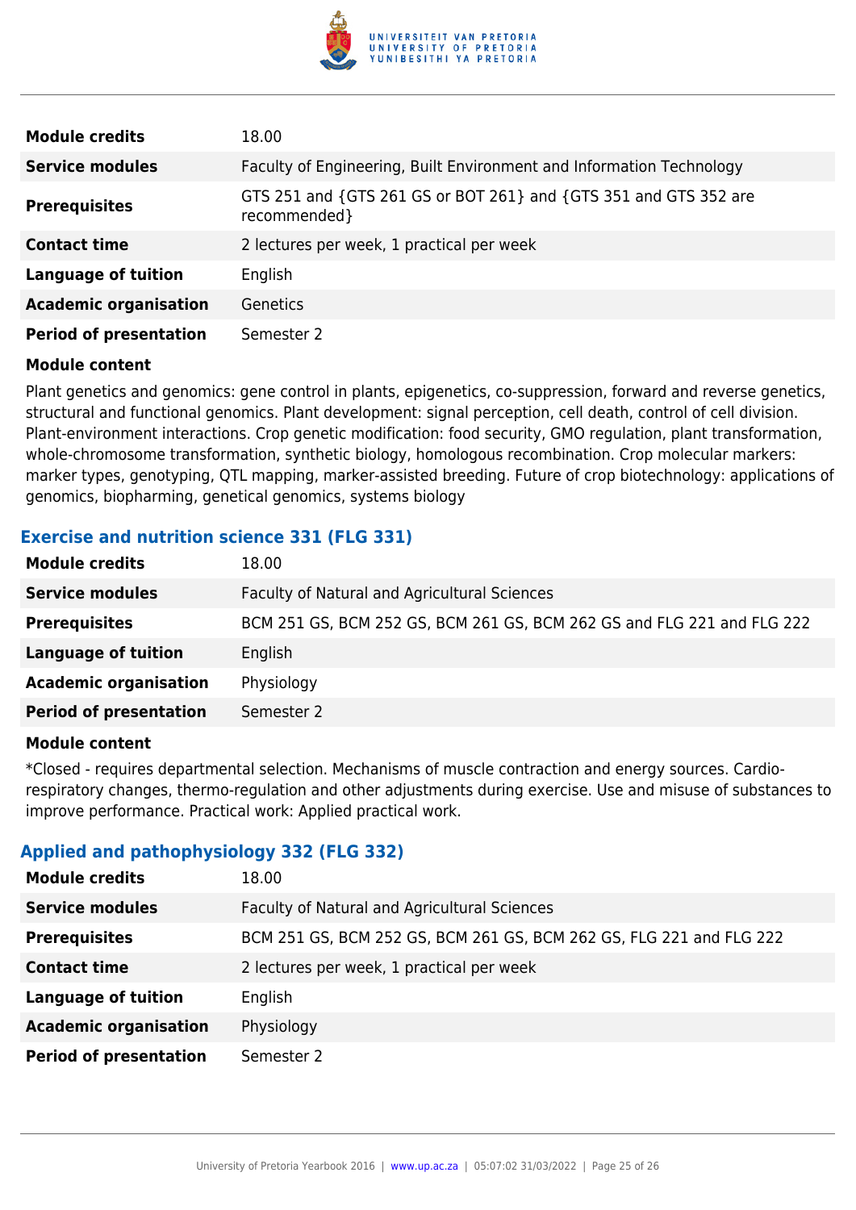| | |
|---|---|
| **Module credits** | 18.00 |
| **Service modules** | Faculty of Engineering, Built Environment and Information Technology |
| **Prerequisites** | GTS 251 and {GTS 261 GS or BOT 261} and {GTS 351 and GTS 352 are recommended} |
| **Contact time** | 2 lectures per week, 1 practical per week |
| **Language of tuition** | English |
| **Academic organisation** | Genetics |
| **Period of presentation** | Semester 2 |

**Module content**

Plant genetics and genomics: gene control in plants, epigenetics, co-suppression, forward and reverse genetics, structural and functional genomics. Plant development: signal perception, cell death, control of cell division. Plant-environment interactions. Crop genetic modification: food security, GMO regulation, plant transformation, whole-chromosome transformation, synthetic biology, homologous recombination. Crop molecular markers: marker types, genotyping, QTL mapping, marker-assisted breeding. Future of crop biotechnology: applications of genomics, biopharming, genetical genomics, systems biology

## Exercise and nutrition science 331 (FLG 331)

| | |
|---|---|
| **Module credits** | 18.00 |
| **Service modules** | Faculty of Natural and Agricultural Sciences |
| **Prerequisites** | BCM 251 GS, BCM 252 GS, BCM 261 GS, BCM 262 GS and FLG 221 and FLG 222 |
| **Language of tuition** | English |
| **Academic organisation** | Physiology |
| **Period of presentation** | Semester 2 |

**Module content**

*Closed - requires departmental selection. Mechanisms of muscle contraction and energy sources. Cardio-respiratory changes, thermo-regulation and other adjustments during exercise. Use and misuse of substances to improve performance. Practical work: Applied practical work.

## Applied and pathophysiology 332 (FLG 332)

| | |
|---|---|
| **Module credits** | 18.00 |
| **Service modules** | Faculty of Natural and Agricultural Sciences |
| **Prerequisites** | BCM 251 GS, BCM 252 GS, BCM 261 GS, BCM 262 GS, FLG 221 and FLG 222 |
| **Contact time** | 2 lectures per week, 1 practical per week |
| **Language of tuition** | English |
| **Academic organisation** | Physiology |
| **Period of presentation** | Semester 2 |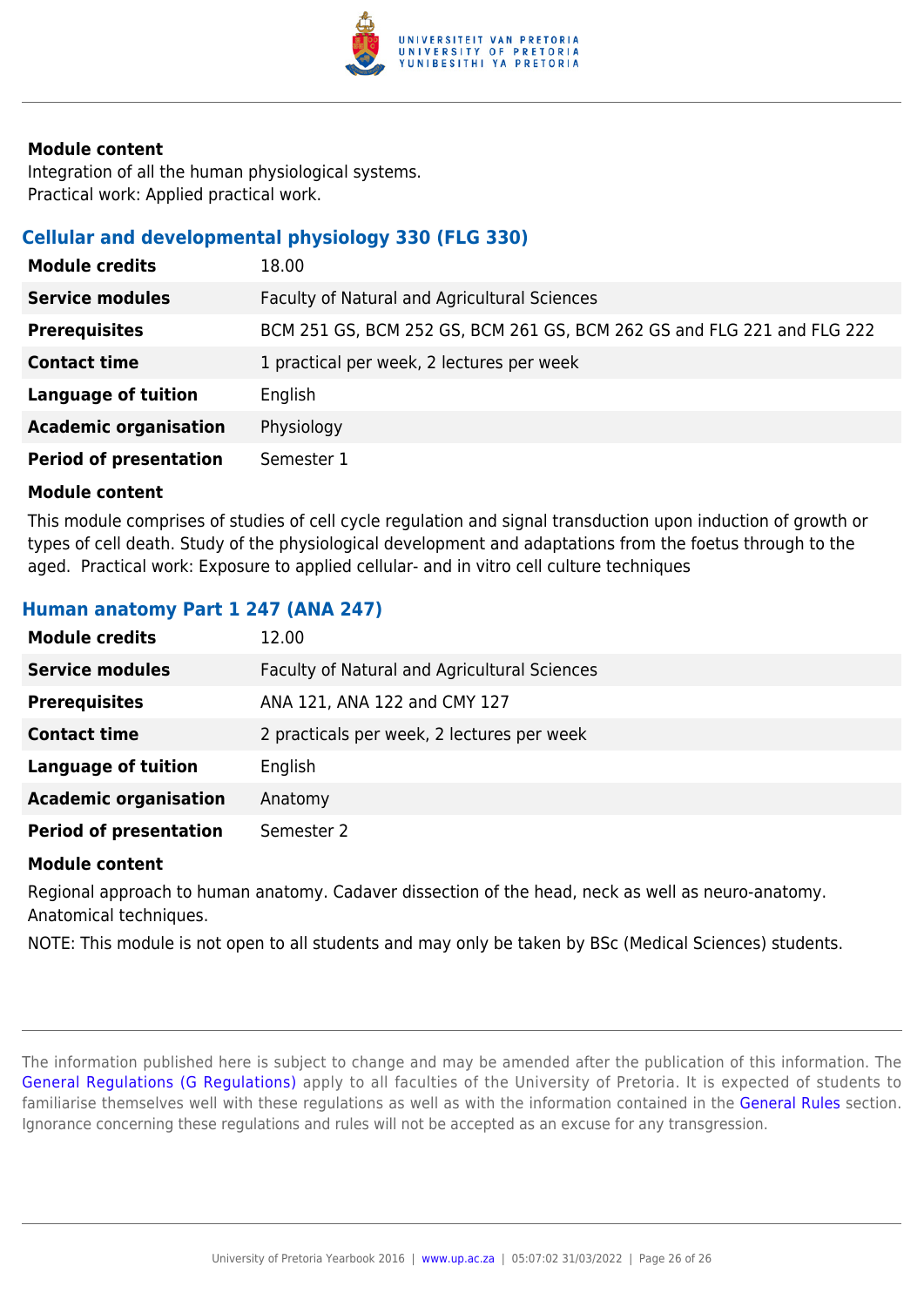**Module content**

Integration of all the human physiological systems.
Practical work: Applied practical work.

### Cellular and developmental physiology 330 (FLG 330)

| | |
|---|---|
| **Module credits** | 18.00 |
| **Service modules** | Faculty of Natural and Agricultural Sciences |
| **Prerequisites** | BCM 251 GS, BCM 252 GS, BCM 261 GS, BCM 262 GS and FLG 221 and FLG 222 |
| **Contact time** | 1 practical per week, 2 lectures per week |
| **Language of tuition** | English |
| **Academic organisation** | Physiology |
| **Period of presentation** | Semester 1 |

**Module content**

This module comprises of studies of cell cycle regulation and signal transduction upon induction of growth or types of cell death. Study of the physiological development and adaptations from the foetus through to the aged. Practical work: Exposure to applied cellular- and in vitro cell culture techniques

### Human anatomy Part 1 247 (ANA 247)

| | |
|---|---|
| **Module credits** | 12.00 |
| **Service modules** | Faculty of Natural and Agricultural Sciences |
| **Prerequisites** | ANA 121, ANA 122 and CMY 127 |
| **Contact time** | 2 practicals per week, 2 lectures per week |
| **Language of tuition** | English |
| **Academic organisation** | Anatomy |
| **Period of presentation** | Semester 2 |

**Module content**

Regional approach to human anatomy. Cadaver dissection of the head, neck as well as neuro-anatomy. Anatomical techniques.

NOTE: This module is not open to all students and may only be taken by BSc (Medical Sciences) students.

The information published here is subject to change and may be amended after the publication of this information. The General Regulations (G Regulations) apply to all faculties of the University of Pretoria. It is expected of students to familiarise themselves well with these regulations as well as with the information contained in the General Rules section. Ignorance concerning these regulations and rules will not be accepted as an excuse for any transgression.